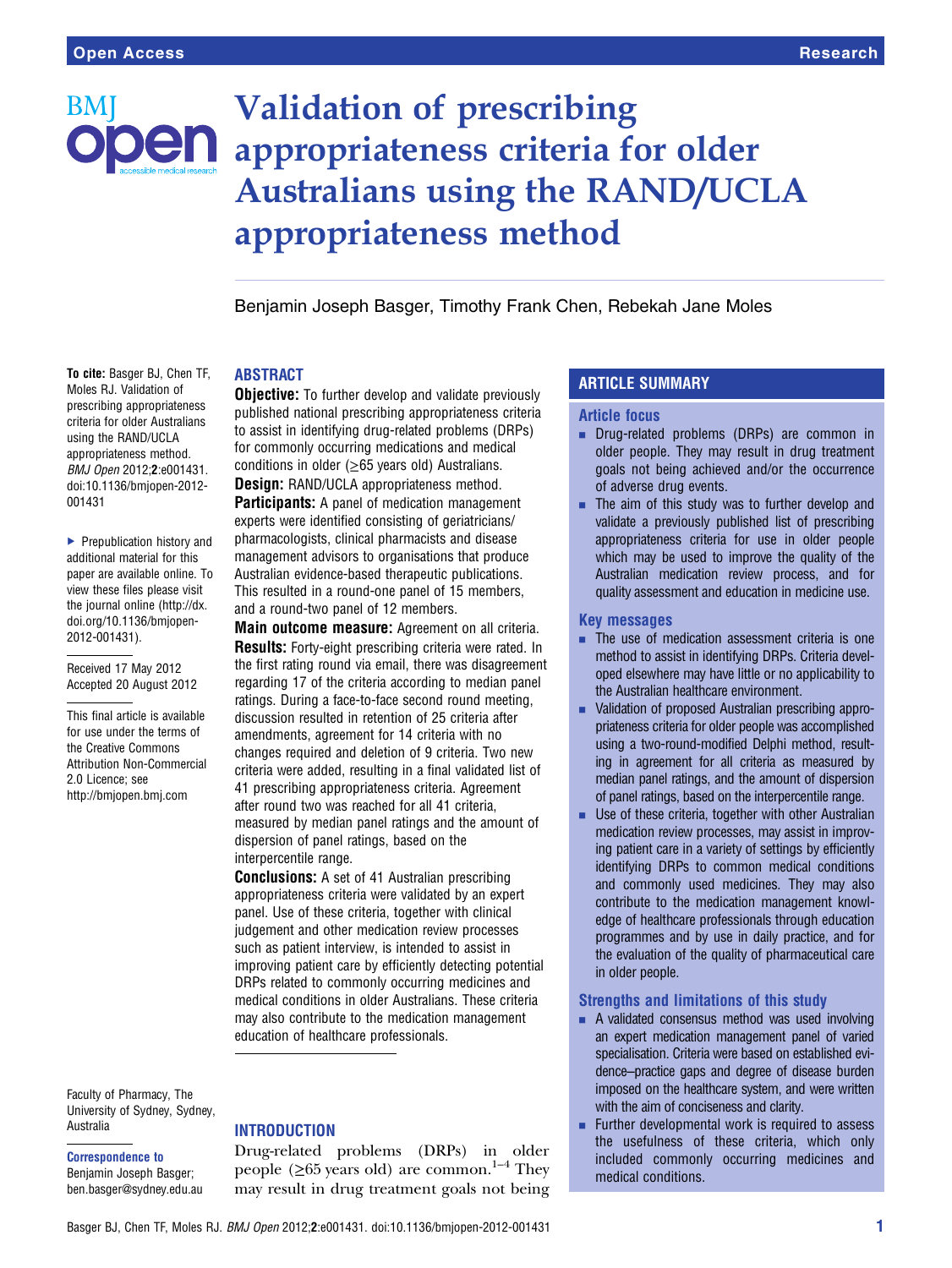# Validation of prescribing appropriateness criteria for older Australians using the RAND/UCLA appropriateness method

Benjamin Joseph Basger, Timothy Frank Chen, Rebekah Jane Moles

**To cite:** Basger BJ, Chen TF, Moles RJ. Validation of prescribing appropriateness criteria for older Australians using the RAND/UCLA appropriateness method. *BMJ Open* 2012;**2**:e001431. doi:10.1136/bmjopen-2012-001431

▸ Prepublication history and additional material for this paper are available online. To view these files please visit the journal online (http://dx.doi.org/10.1136/bmjopen-2012-001431).

Received 17 May 2012
Accepted 20 August 2012

This final article is available for use under the terms of the Creative Commons Attribution Non-Commercial 2.0 Licence; see http://bmjopen.bmj.com

Faculty of Pharmacy, The University of Sydney, Sydney, Australia

**Correspondence to**
Benjamin Joseph Basger; ben.basger@sydney.edu.au

## ABSTRACT

**Objective:** To further develop and validate previously published national prescribing appropriateness criteria to assist in identifying drug-related problems (DRPs) for commonly occurring medications and medical conditions in older (≥65 years old) Australians.

**Design:** RAND/UCLA appropriateness method.

**Participants:** A panel of medication management experts were identified consisting of geriatricians/pharmacologists, clinical pharmacists and disease management advisors to organisations that produce Australian evidence-based therapeutic publications. This resulted in a round-one panel of 15 members, and a round-two panel of 12 members.

**Main outcome measure:** Agreement on all criteria.

**Results:** Forty-eight prescribing criteria were rated. In the first rating round via email, there was disagreement regarding 17 of the criteria according to median panel ratings. During a face-to-face second round meeting, discussion resulted in retention of 25 criteria after amendments, agreement for 14 criteria with no changes required and deletion of 9 criteria. Two new criteria were added, resulting in a final validated list of 41 prescribing appropriateness criteria. Agreement after round two was reached for all 41 criteria, measured by median panel ratings and the amount of dispersion of panel ratings, based on the interpercentile range.

**Conclusions:** A set of 41 Australian prescribing appropriateness criteria were validated by an expert panel. Use of these criteria, together with clinical judgement and other medication review processes such as patient interview, is intended to assist in improving patient care by efficiently detecting potential DRPs related to commonly occurring medicines and medical conditions in older Australians. These criteria may also contribute to the medication management education of healthcare professionals.

## ARTICLE SUMMARY

### Article focus

- Drug-related problems (DRPs) are common in older people. They may result in drug treatment goals not being achieved and/or the occurrence of adverse drug events.
- The aim of this study was to further develop and validate a previously published list of prescribing appropriateness criteria for use in older people which may be used to improve the quality of the Australian medication review process, and for quality assessment and education in medicine use.

### Key messages

- The use of medication assessment criteria is one method to assist in identifying DRPs. Criteria developed elsewhere may have little or no applicability to the Australian healthcare environment.
- Validation of proposed Australian prescribing appropriateness criteria for older people was accomplished using a two-round-modified Delphi method, resulting in agreement for all criteria as measured by median panel ratings, and the amount of dispersion of panel ratings, based on the interpercentile range.
- Use of these criteria, together with other Australian medication review processes, may assist in improving patient care in a variety of settings by efficiently identifying DRPs to common medical conditions and commonly used medicines. They may also contribute to the medication management knowledge of healthcare professionals through education programmes and by use in daily practice, and for the evaluation of the quality of pharmaceutical care in older people.

### Strengths and limitations of this study

- A validated consensus method was used involving an expert medication management panel of varied specialisation. Criteria were based on established evidence–practice gaps and degree of disease burden imposed on the healthcare system, and were written with the aim of conciseness and clarity.
- Further developmental work is required to assess the usefulness of these criteria, which only included commonly occurring medicines and medical conditions.

## INTRODUCTION

Drug-related problems (DRPs) in older people (≥65 years old) are common.[1–4] They may result in drug treatment goals not being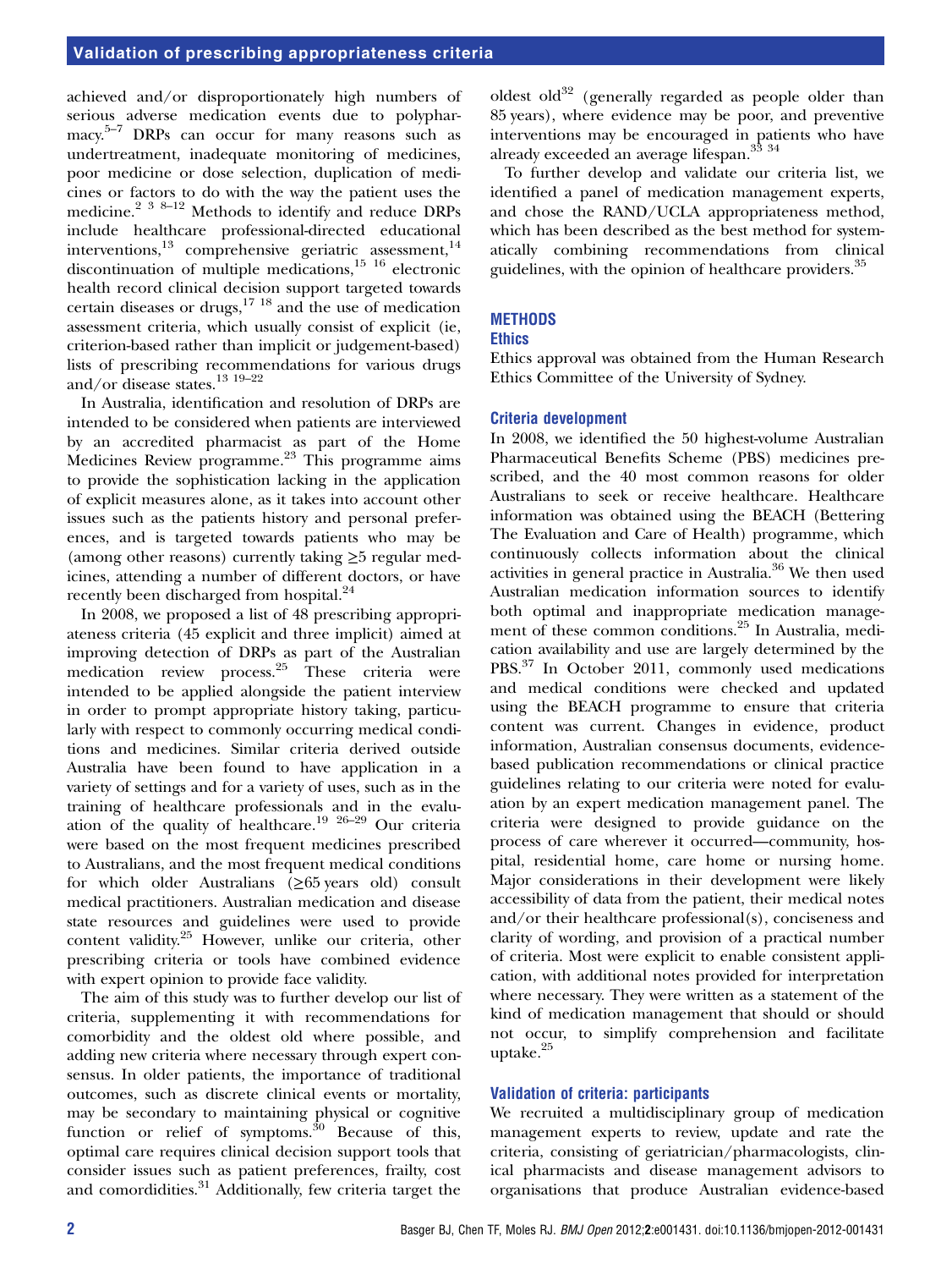achieved and/or disproportionately high numbers of serious adverse medication events due to polypharmacy.[5–7] DRPs can occur for many reasons such as undertreatment, inadequate monitoring of medicines, poor medicine or dose selection, duplication of medicines or factors to do with the way the patient uses the medicine.[2 3 8–12] Methods to identify and reduce DRPs include healthcare professional-directed educational interventions,[13] comprehensive geriatric assessment,[14] discontinuation of multiple medications,[15 16] electronic health record clinical decision support targeted towards certain diseases or drugs,[17 18] and the use of medication assessment criteria, which usually consist of explicit (ie, criterion-based rather than implicit or judgement-based) lists of prescribing recommendations for various drugs and/or disease states.[13 19–22]

In Australia, identification and resolution of DRPs are intended to be considered when patients are interviewed by an accredited pharmacist as part of the Home Medicines Review programme.[23] This programme aims to provide the sophistication lacking in the application of explicit measures alone, as it takes into account other issues such as the patients history and personal preferences, and is targeted towards patients who may be (among other reasons) currently taking ≥5 regular medicines, attending a number of different doctors, or have recently been discharged from hospital.[24]

In 2008, we proposed a list of 48 prescribing appropriateness criteria (45 explicit and three implicit) aimed at improving detection of DRPs as part of the Australian medication review process.[25] These criteria were intended to be applied alongside the patient interview in order to prompt appropriate history taking, particularly with respect to commonly occurring medical conditions and medicines. Similar criteria derived outside Australia have been found to have application in a variety of settings and for a variety of uses, such as in the training of healthcare professionals and in the evaluation of the quality of healthcare.[19 26–29] Our criteria were based on the most frequent medicines prescribed to Australians, and the most frequent medical conditions for which older Australians (≥65 years old) consult medical practitioners. Australian medication and disease state resources and guidelines were used to provide content validity.[25] However, unlike our criteria, other prescribing criteria or tools have combined evidence with expert opinion to provide face validity.

The aim of this study was to further develop our list of criteria, supplementing it with recommendations for comorbidity and the oldest old where possible, and adding new criteria where necessary through expert consensus. In older patients, the importance of traditional outcomes, such as discrete clinical events or mortality, may be secondary to maintaining physical or cognitive function or relief of symptoms.[30] Because of this, optimal care requires clinical decision support tools that consider issues such as patient preferences, frailty, cost and comordidities.[31] Additionally, few criteria target the oldest old[32] (generally regarded as people older than 85 years), where evidence may be poor, and preventive interventions may be encouraged in patients who have already exceeded an average lifespan.[33 34]

To further develop and validate our criteria list, we identified a panel of medication management experts, and chose the RAND/UCLA appropriateness method, which has been described as the best method for systematically combining recommendations from clinical guidelines, with the opinion of healthcare providers.[35]

## METHODS

### Ethics

Ethics approval was obtained from the Human Research Ethics Committee of the University of Sydney.

### Criteria development

In 2008, we identified the 50 highest-volume Australian Pharmaceutical Benefits Scheme (PBS) medicines prescribed, and the 40 most common reasons for older Australians to seek or receive healthcare. Healthcare information was obtained using the BEACH (Bettering The Evaluation and Care of Health) programme, which continuously collects information about the clinical activities in general practice in Australia.[36] We then used Australian medication information sources to identify both optimal and inappropriate medication management of these common conditions.[25] In Australia, medication availability and use are largely determined by the PBS.[37] In October 2011, commonly used medications and medical conditions were checked and updated using the BEACH programme to ensure that criteria content was current. Changes in evidence, product information, Australian consensus documents, evidence-based publication recommendations or clinical practice guidelines relating to our criteria were noted for evaluation by an expert medication management panel. The criteria were designed to provide guidance on the process of care wherever it occurred—community, hospital, residential home, care home or nursing home. Major considerations in their development were likely accessibility of data from the patient, their medical notes and/or their healthcare professional(s), conciseness and clarity of wording, and provision of a practical number of criteria. Most were explicit to enable consistent application, with additional notes provided for interpretation where necessary. They were written as a statement of the kind of medication management that should or should not occur, to simplify comprehension and facilitate uptake.[25]

### Validation of criteria: participants

We recruited a multidisciplinary group of medication management experts to review, update and rate the criteria, consisting of geriatrician/pharmacologists, clinical pharmacists and disease management advisors to organisations that produce Australian evidence-based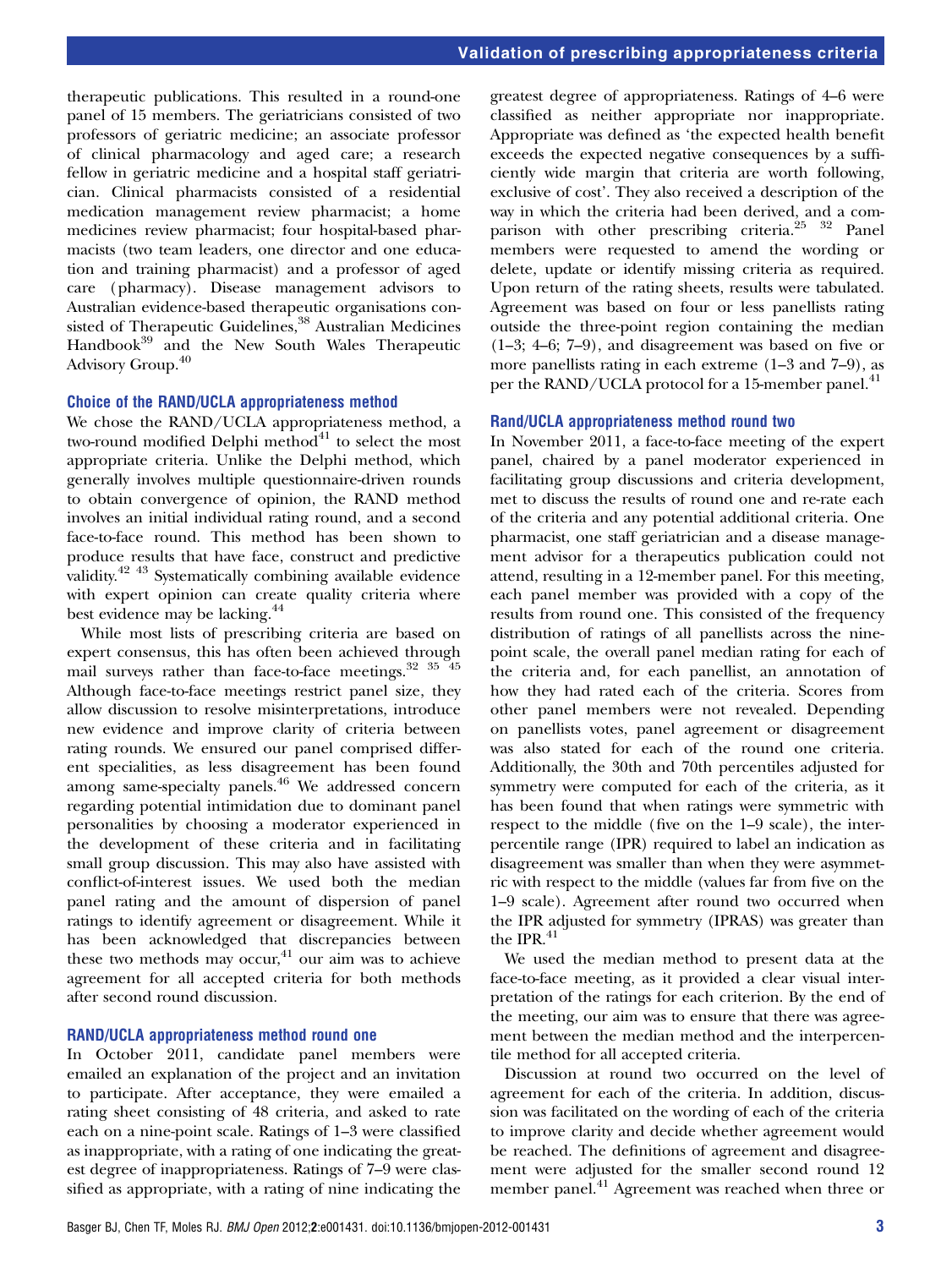therapeutic publications. This resulted in a round-one panel of 15 members. The geriatricians consisted of two professors of geriatric medicine; an associate professor of clinical pharmacology and aged care; a research fellow in geriatric medicine and a hospital staff geriatrician. Clinical pharmacists consisted of a residential medication management review pharmacist; a home medicines review pharmacist; four hospital-based pharmacists (two team leaders, one director and one education and training pharmacist) and a professor of aged care (pharmacy). Disease management advisors to Australian evidence-based therapeutic organisations consisted of Therapeutic Guidelines,[38] Australian Medicines Handbook[39] and the New South Wales Therapeutic Advisory Group.[40]

### Choice of the RAND/UCLA appropriateness method

We chose the RAND/UCLA appropriateness method, a two-round modified Delphi method[41] to select the most appropriate criteria. Unlike the Delphi method, which generally involves multiple questionnaire-driven rounds to obtain convergence of opinion, the RAND method involves an initial individual rating round, and a second face-to-face round. This method has been shown to produce results that have face, construct and predictive validity.[42 43] Systematically combining available evidence with expert opinion can create quality criteria where best evidence may be lacking.[44]

While most lists of prescribing criteria are based on expert consensus, this has often been achieved through mail surveys rather than face-to-face meetings.[32 35 45] Although face-to-face meetings restrict panel size, they allow discussion to resolve misinterpretations, introduce new evidence and improve clarity of criteria between rating rounds. We ensured our panel comprised different specialities, as less disagreement has been found among same-specialty panels.[46] We addressed concern regarding potential intimidation due to dominant panel personalities by choosing a moderator experienced in the development of these criteria and in facilitating small group discussion. This may also have assisted with conflict-of-interest issues. We used both the median panel rating and the amount of dispersion of panel ratings to identify agreement or disagreement. While it has been acknowledged that discrepancies between these two methods may occur,[41] our aim was to achieve agreement for all accepted criteria for both methods after second round discussion.

### RAND/UCLA appropriateness method round one

In October 2011, candidate panel members were emailed an explanation of the project and an invitation to participate. After acceptance, they were emailed a rating sheet consisting of 48 criteria, and asked to rate each on a nine-point scale. Ratings of 1–3 were classified as inappropriate, with a rating of one indicating the greatest degree of inappropriateness. Ratings of 7–9 were classified as appropriate, with a rating of nine indicating the greatest degree of appropriateness. Ratings of 4–6 were classified as neither appropriate nor inappropriate. Appropriate was defined as 'the expected health benefit exceeds the expected negative consequences by a sufficiently wide margin that criteria are worth following, exclusive of cost'. They also received a description of the way in which the criteria had been derived, and a comparison with other prescribing criteria.[25 32] Panel members were requested to amend the wording or delete, update or identify missing criteria as required. Upon return of the rating sheets, results were tabulated. Agreement was based on four or less panellists rating outside the three-point region containing the median (1–3; 4–6; 7–9), and disagreement was based on five or more panellists rating in each extreme (1–3 and 7–9), as per the RAND/UCLA protocol for a 15-member panel.[41]

### Rand/UCLA appropriateness method round two

In November 2011, a face-to-face meeting of the expert panel, chaired by a panel moderator experienced in facilitating group discussions and criteria development, met to discuss the results of round one and re-rate each of the criteria and any potential additional criteria. One pharmacist, one staff geriatrician and a disease management advisor for a therapeutics publication could not attend, resulting in a 12-member panel. For this meeting, each panel member was provided with a copy of the results from round one. This consisted of the frequency distribution of ratings of all panellists across the nine-point scale, the overall panel median rating for each of the criteria and, for each panellist, an annotation of how they had rated each of the criteria. Scores from other panel members were not revealed. Depending on panellists votes, panel agreement or disagreement was also stated for each of the round one criteria. Additionally, the 30th and 70th percentiles adjusted for symmetry were computed for each of the criteria, as it has been found that when ratings were symmetric with respect to the middle (five on the 1–9 scale), the interpercentile range (IPR) required to label an indication as disagreement was smaller than when they were asymmetric with respect to the middle (values far from five on the 1–9 scale). Agreement after round two occurred when the IPR adjusted for symmetry (IPRAS) was greater than the IPR.[41]

We used the median method to present data at the face-to-face meeting, as it provided a clear visual interpretation of the ratings for each criterion. By the end of the meeting, our aim was to ensure that there was agreement between the median method and the interpercentile method for all accepted criteria.

Discussion at round two occurred on the level of agreement for each of the criteria. In addition, discussion was facilitated on the wording of each of the criteria to improve clarity and decide whether agreement would be reached. The definitions of agreement and disagreement were adjusted for the smaller second round 12 member panel.[41] Agreement was reached when three or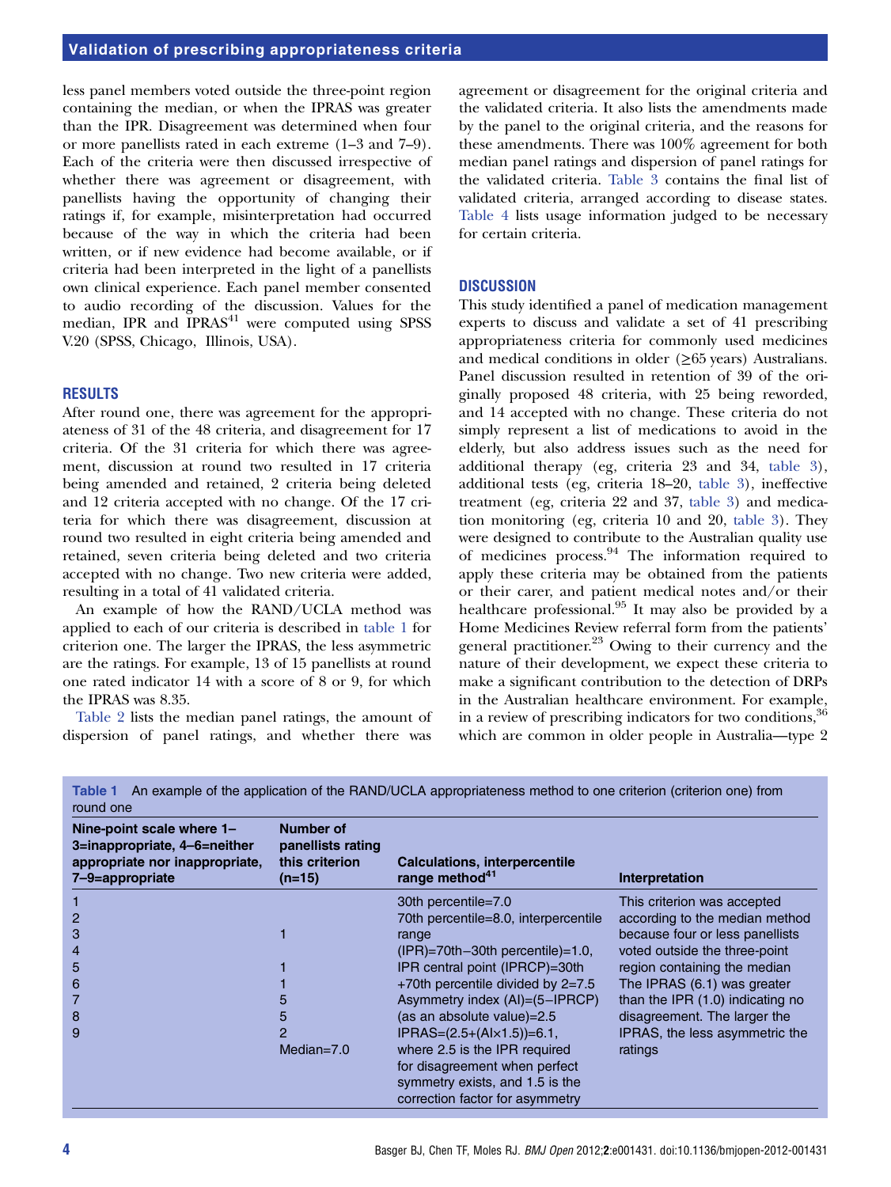less panel members voted outside the three-point region containing the median, or when the IPRAS was greater than the IPR. Disagreement was determined when four or more panellists rated in each extreme (1–3 and 7–9). Each of the criteria were then discussed irrespective of whether there was agreement or disagreement, with panellists having the opportunity of changing their ratings if, for example, misinterpretation had occurred because of the way in which the criteria had been written, or if new evidence had become available, or if criteria had been interpreted in the light of a panellists own clinical experience. Each panel member consented to audio recording of the discussion. Values for the median, IPR and IPRAS[41] were computed using SPSS V.20 (SPSS, Chicago, Illinois, USA).

## RESULTS

After round one, there was agreement for the appropriateness of 31 of the 48 criteria, and disagreement for 17 criteria. Of the 31 criteria for which there was agreement, discussion at round two resulted in 17 criteria being amended and retained, 2 criteria being deleted and 12 criteria accepted with no change. Of the 17 criteria for which there was disagreement, discussion at round two resulted in eight criteria being amended and retained, seven criteria being deleted and two criteria accepted with no change. Two new criteria were added, resulting in a total of 41 validated criteria.

An example of how the RAND/UCLA method was applied to each of our criteria is described in table 1 for criterion one. The larger the IPRAS, the less asymmetric are the ratings. For example, 13 of 15 panellists at round one rated indicator 14 with a score of 8 or 9, for which the IPRAS was 8.35.

Table 2 lists the median panel ratings, the amount of dispersion of panel ratings, and whether there was agreement or disagreement for the original criteria and the validated criteria. It also lists the amendments made by the panel to the original criteria, and the reasons for these amendments. There was 100% agreement for both median panel ratings and dispersion of panel ratings for the validated criteria. Table 3 contains the final list of validated criteria, arranged according to disease states. Table 4 lists usage information judged to be necessary for certain criteria.

## DISCUSSION

This study identified a panel of medication management experts to discuss and validate a set of 41 prescribing appropriateness criteria for commonly used medicines and medical conditions in older (≥65 years) Australians. Panel discussion resulted in retention of 39 of the originally proposed 48 criteria, with 25 being reworded, and 14 accepted with no change. These criteria do not simply represent a list of medications to avoid in the elderly, but also address issues such as the need for additional therapy (eg, criteria 23 and 34, table 3), additional tests (eg, criteria 18–20, table 3), ineffective treatment (eg, criteria 22 and 37, table 3) and medication monitoring (eg, criteria 10 and 20, table 3). They were designed to contribute to the Australian quality use of medicines process.[94] The information required to apply these criteria may be obtained from the patients or their carer, and patient medical notes and/or their healthcare professional.[95] It may also be provided by a Home Medicines Review referral form from the patients' general practitioner.[23] Owing to their currency and the nature of their development, we expect these criteria to make a significant contribution to the detection of DRPs in the Australian healthcare environment. For example, in a review of prescribing indicators for two conditions,[36] which are common in older people in Australia—type 2

**Table 1** An example of the application of the RAND/UCLA appropriateness method to one criterion (criterion one) from round one

| Nine-point scale where 1–3=inappropriate, 4–6=neither appropriate nor inappropriate, 7–9=appropriate | Number of panellists rating this criterion (n=15) | Calculations, interpercentile range method[41] | Interpretation |
|---|---|---|---|
| 1 | | 30th percentile=7.0 | This criterion was accepted according to the median method because four or less panellists voted outside the three-point region containing the median |
| 2 | | 70th percentile=8.0, interpercentile range | |
| 3 | 1 | (IPR)=70th−30th percentile)=1.0, | |
| 4 | | IPR central point (IPRCP)=30th +70th percentile divided by 2=7.5 | |
| 5 | 1 | Asymmetry index (AI)=(5−IPRCP) (as an absolute value)=2.5 | The IPRAS (6.1) was greater than the IPR (1.0) indicating no disagreement. The larger the IPRAS, the less asymmetric the ratings |
| 6 | 1 | IPRAS=(2.5+(AI×1.5))=6.1, | |
| 7 | 5 | where 2.5 is the IPR required for disagreement when perfect symmetry exists, and 1.5 is the correction factor for asymmetry | |
| 8 | 5 | | |
| 9 | 2 | | |
| | Median=7.0 | | |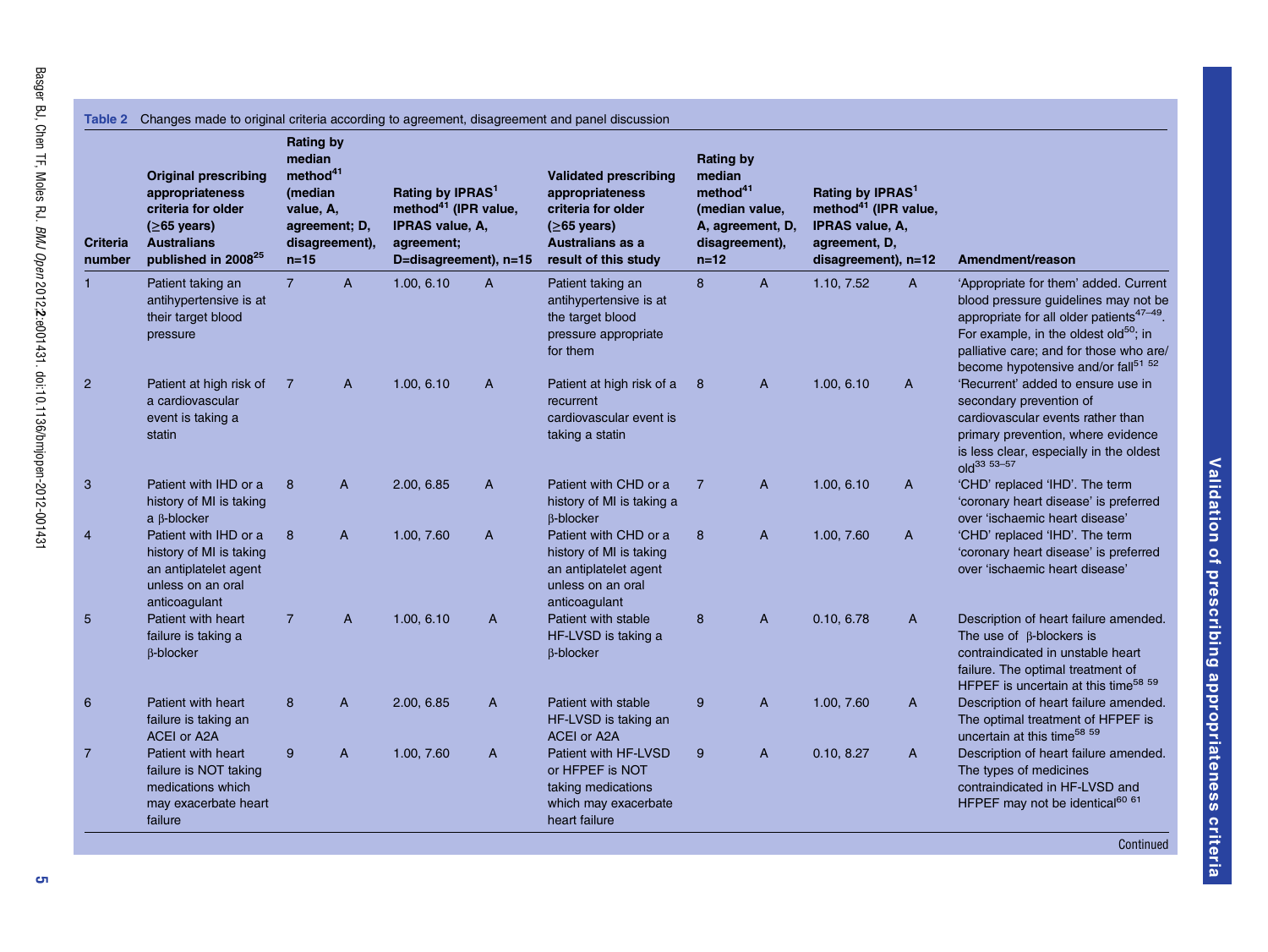**Table 2** Changes made to original criteria according to agreement, disagreement and panel discussion

| Criteria number | Original prescribing appropriateness criteria for older (≥65 years) Australians published in 2008[25] | Rating by median method[41] (median value, A, agreement; D, disagreement), n=15 | | Rating by IPRAS[1] method[41] (IPR value, IPRAS value, A, agreement; D=disagreement), n=15 | | Validated prescribing appropriateness criteria for older (≥65 years) Australians as a result of this study | Rating by median method[41] (median value, A, agreement, D, disagreement), n=12 | | Rating by IPRAS[1] method[41] (IPR value, IPRAS value, A, agreement, D, disagreement), n=12 | | Amendment/reason |
|---|---|---|---|---|---|---|---|---|---|---|---|
| 1 | Patient taking an antihypertensive is at their target blood pressure | 7 | A | 1.00, 6.10 | A | Patient taking an antihypertensive is at the target blood pressure appropriate for them | 8 | A | 1.10, 7.52 | A | 'Appropriate for them' added. Current blood pressure guidelines may not be appropriate for all older patients[47–49]. For example, in the oldest old[50]; in palliative care; and for those who are/become hypotensive and/or fall[51 52] |
| 2 | Patient at high risk of a cardiovascular event is taking a statin | 7 | A | 1.00, 6.10 | A | Patient at high risk of a recurrent cardiovascular event is taking a statin | 8 | A | 1.00, 6.10 | A | 'Recurrent' added to ensure use in secondary prevention of cardiovascular events rather than primary prevention, where evidence is less clear, especially in the oldest old[33 53–57] |
| 3 | Patient with IHD or a history of MI is taking a β-blocker | 8 | A | 2.00, 6.85 | A | Patient with CHD or a history of MI is taking a β-blocker | 7 | A | 1.00, 6.10 | A | 'CHD' replaced 'IHD'. The term 'coronary heart disease' is preferred over 'ischaemic heart disease' |
| 4 | Patient with IHD or a history of MI is taking an antiplatelet agent unless on an oral anticoagulant | 8 | A | 1.00, 7.60 | A | Patient with CHD or a history of MI is taking an antiplatelet agent unless on an oral anticoagulant | 8 | A | 1.00, 7.60 | A | 'CHD' replaced 'IHD'. The term 'coronary heart disease' is preferred over 'ischaemic heart disease' |
| 5 | Patient with heart failure is taking a β-blocker | 7 | A | 1.00, 6.10 | A | Patient with stable HF-LVSD is taking a β-blocker | 8 | A | 0.10, 6.78 | A | Description of heart failure amended. The use of β-blockers is contraindicated in unstable heart failure. The optimal treatment of HFPEF is uncertain at this time[58 59] |
| 6 | Patient with heart failure is taking an ACEI or A2A | 8 | A | 2.00, 6.85 | A | Patient with stable HF-LVSD is taking an ACEI or A2A | 9 | A | 1.00, 7.60 | A | Description of heart failure amended. The optimal treatment of HFPEF is uncertain at this time[58 59] |
| 7 | Patient with heart failure is NOT taking medications which may exacerbate heart failure | 9 | A | 1.00, 7.60 | A | Patient with HF-LVSD or HFPEF is NOT taking medications which may exacerbate heart failure | 9 | A | 0.10, 8.27 | A | Description of heart failure amended. The types of medicines contraindicated in HF-LVSD and HFPEF may not be identical[60 61] |

Continued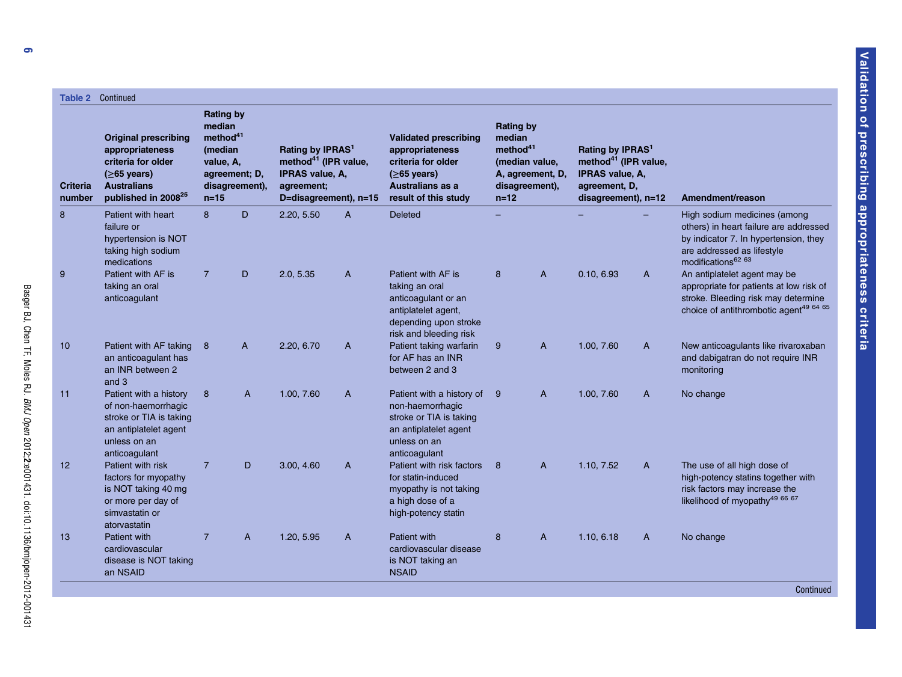**Table 2** Continued

| Criteria number | Original prescribing appropriateness criteria for older (≥65 years) Australians published in 2008[25] | Rating by median method[41] (median value, A, agreement; D, disagreement), n=15 | | Rating by IPRAS[1] method[41] (IPR value, IPRAS value, A, agreement; D=disagreement), n=15 | | Validated prescribing appropriateness criteria for older (≥65 years) Australians as a result of this study | Rating by median method[41] (median value, A, agreement, D, disagreement), n=12 | | Rating by IPRAS[1] method[41] (IPR value, IPRAS value, A, agreement, D, disagreement), n=12 | | Amendment/reason |
|---|---|---|---|---|---|---|---|---|---|---|---|
| 8 | Patient with heart failure or hypertension is NOT taking high sodium medications | 8 | D | 2.20, 5.50 | A | Deleted | – | | – | – | High sodium medicines (among others) in heart failure are addressed by indicator 7. In hypertension, they are addressed as lifestyle modifications[62 63] |
| 9 | Patient with AF is taking an oral anticoagulant | 7 | D | 2.0, 5.35 | A | Patient with AF is taking an oral anticoagulant or an antiplatelet agent, depending upon stroke risk and bleeding risk | 8 | A | 0.10, 6.93 | A | An antiplatelet agent may be appropriate for patients at low risk of stroke. Bleeding risk may determine choice of antithrombotic agent[49 64 65] |
| 10 | Patient with AF taking an anticoagulant has an INR between 2 and 3 | 8 | A | 2.20, 6.70 | A | Patient taking warfarin for AF has an INR between 2 and 3 | 9 | A | 1.00, 7.60 | A | New anticoagulants like rivaroxaban and dabigatran do not require INR monitoring |
| 11 | Patient with a history of non-haemorrhagic stroke or TIA is taking an antiplatelet agent unless on an anticoagulant | 8 | A | 1.00, 7.60 | A | Patient with a history of non-haemorrhagic stroke or TIA is taking an antiplatelet agent unless on an anticoagulant | 9 | A | 1.00, 7.60 | A | No change |
| 12 | Patient with risk factors for myopathy is NOT taking 40 mg or more per day of simvastatin or atorvastatin | 7 | D | 3.00, 4.60 | A | Patient with risk factors for statin-induced myopathy is not taking a high dose of a high-potency statin | 8 | A | 1.10, 7.52 | A | The use of all high dose of high-potency statins together with risk factors may increase the likelihood of myopathy[49 66 67] |
| 13 | Patient with cardiovascular disease is NOT taking an NSAID | 7 | A | 1.20, 5.95 | A | Patient with cardiovascular disease is NOT taking an NSAID | 8 | A | 1.10, 6.18 | A | No change |

Continued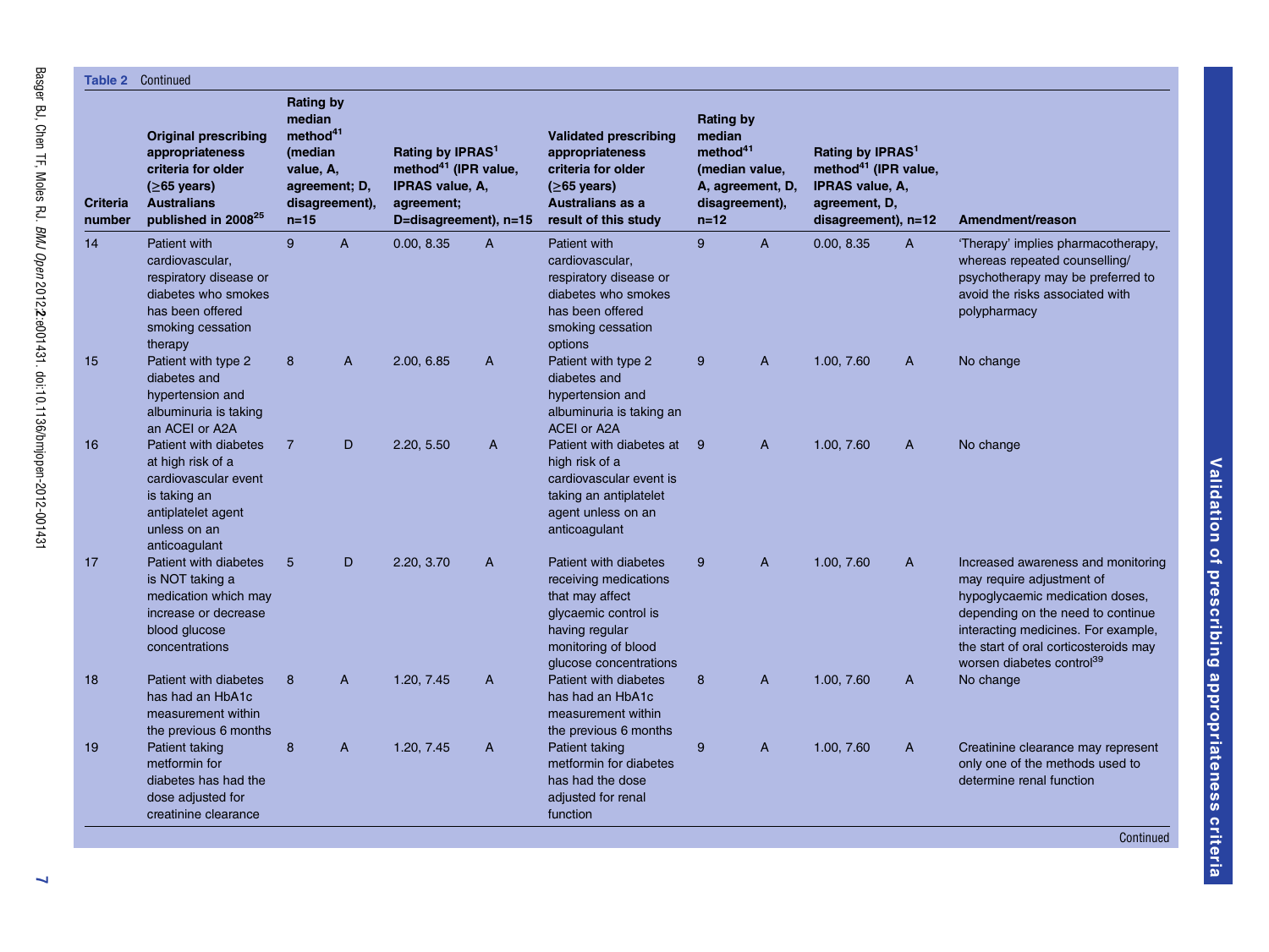Table 2 Continued

| Criteria number | Original prescribing appropriateness criteria for older (≥65 years) Australians published in 2008[25] | Rating by median method[41] (median value, A, agreement; D, disagreement), n=15 | | Rating by IPRAS[1] method[41] (IPR value, IPRAS value, A, agreement; D=disagreement), n=15 | | Validated prescribing appropriateness criteria for older (≥65 years) Australians as a result of this study | Rating by median method[41] (median value, A, agreement, D, disagreement), n=12 | | Rating by IPRAS[1] method[41] (IPR value, IPRAS value, A, agreement, D, disagreement), n=12 | | Amendment/reason |
|---|---|---|---|---|---|---|---|---|---|---|---|
| 14 | Patient with cardiovascular, respiratory disease or diabetes who smokes has been offered smoking cessation therapy | 9 | A | 0.00, 8.35 | A | Patient with cardiovascular, respiratory disease or diabetes who smokes has been offered smoking cessation options | 9 | A | 0.00, 8.35 | A | 'Therapy' implies pharmacotherapy, whereas repeated counselling/ psychotherapy may be preferred to avoid the risks associated with polypharmacy |
| 15 | Patient with type 2 diabetes and hypertension and albuminuria is taking an ACEI or A2A | 8 | A | 2.00, 6.85 | A | Patient with type 2 diabetes and hypertension and albuminuria is taking an ACEI or A2A | 9 | A | 1.00, 7.60 | A | No change |
| 16 | Patient with diabetes at high risk of a cardiovascular event is taking an antiplatelet agent unless on an anticoagulant | 7 | D | 2.20, 5.50 | A | Patient with diabetes at high risk of a cardiovascular event is taking an antiplatelet agent unless on an anticoagulant | 9 | A | 1.00, 7.60 | A | No change |
| 17 | Patient with diabetes is NOT taking a medication which may increase or decrease blood glucose concentrations | 5 | D | 2.20, 3.70 | A | Patient with diabetes receiving medications that may affect glycaemic control is having regular monitoring of blood glucose concentrations | 9 | A | 1.00, 7.60 | A | Increased awareness and monitoring may require adjustment of hypoglycaemic medication doses, depending on the need to continue interacting medicines. For example, the start of oral corticosteroids may worsen diabetes control[39] |
| 18 | Patient with diabetes has had an HbA1c measurement within the previous 6 months | 8 | A | 1.20, 7.45 | A | Patient with diabetes has had an HbA1c measurement within the previous 6 months | 8 | A | 1.00, 7.60 | A | No change |
| 19 | Patient taking metformin for diabetes has had the dose adjusted for creatinine clearance | 8 | A | 1.20, 7.45 | A | Patient taking metformin for diabetes has had the dose adjusted for renal function | 9 | A | 1.00, 7.60 | A | Creatinine clearance may represent only one of the methods used to determine renal function |

Continued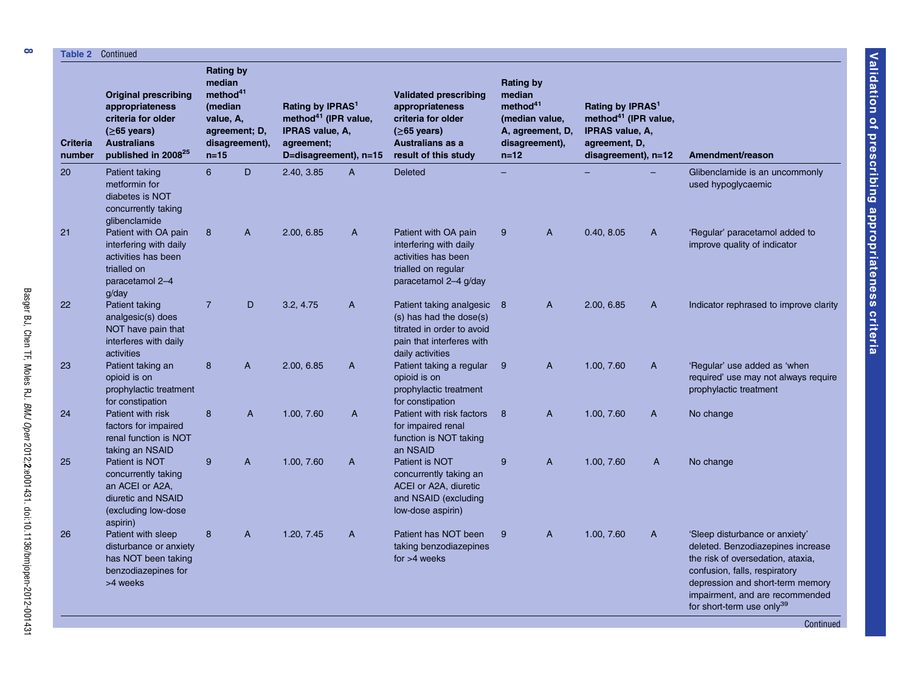**Table 2** Continued

| Criteria number | Original prescribing appropriateness criteria for older (≥65 years) Australians published in 2008[25] | Rating by median method[41] (median value, A, agreement; D, disagreement), n=15 | | Rating by IPRAS[1] method[41] (IPR value, IPRAS value, A, agreement; D=disagreement), n=15 | | Validated prescribing appropriateness criteria for older (≥65 years) Australians as a result of this study | Rating by median method[41] (median value, A, agreement, D, disagreement), n=12 | | Rating by IPRAS[1] method[41] (IPR value, IPRAS value, A, agreement, D, disagreement), n=12 | | Amendment/reason |
|---|---|---|---|---|---|---|---|---|---|---|---|
| 20 | Patient taking metformin for diabetes is NOT concurrently taking glibenclamide | 6 | D | 2.40, 3.85 | A | Deleted | – | | – | – | Glibenclamide is an uncommonly used hypoglycaemic |
| 21 | Patient with OA pain interfering with daily activities has been trialled on paracetamol 2–4 g/day | 8 | A | 2.00, 6.85 | A | Patient with OA pain interfering with daily activities has been trialled on regular paracetamol 2–4 g/day | 9 | A | 0.40, 8.05 | A | 'Regular' paracetamol added to improve quality of indicator |
| 22 | Patient taking analgesic(s) does NOT have pain that interferes with daily activities | 7 | D | 3.2, 4.75 | A | Patient taking analgesic (s) has had the dose(s) titrated in order to avoid pain that interferes with daily activities | 8 | A | 2.00, 6.85 | A | Indicator rephrased to improve clarity |
| 23 | Patient taking an opioid is on prophylactic treatment for constipation | 8 | A | 2.00, 6.85 | A | Patient taking a regular opioid is on prophylactic treatment for constipation | 9 | A | 1.00, 7.60 | A | 'Regular' use added as 'when required' use may not always require prophylactic treatment |
| 24 | Patient with risk factors for impaired renal function is NOT taking an NSAID | 8 | A | 1.00, 7.60 | A | Patient with risk factors for impaired renal function is NOT taking an NSAID | 8 | A | 1.00, 7.60 | A | No change |
| 25 | Patient is NOT concurrently taking an ACEI or A2A, diuretic and NSAID (excluding low-dose aspirin) | 9 | A | 1.00, 7.60 | A | Patient is NOT concurrently taking an ACEI or A2A, diuretic and NSAID (excluding low-dose aspirin) | 9 | A | 1.00, 7.60 | A | No change |
| 26 | Patient with sleep disturbance or anxiety has NOT been taking benzodiazepines for >4 weeks | 8 | A | 1.20, 7.45 | A | Patient has NOT been taking benzodiazepines for >4 weeks | 9 | A | 1.00, 7.60 | A | 'Sleep disturbance or anxiety' deleted. Benzodiazepines increase the risk of oversedation, ataxia, confusion, falls, respiratory depression and short-term memory impairment, and are recommended for short-term use only[39] |

Continued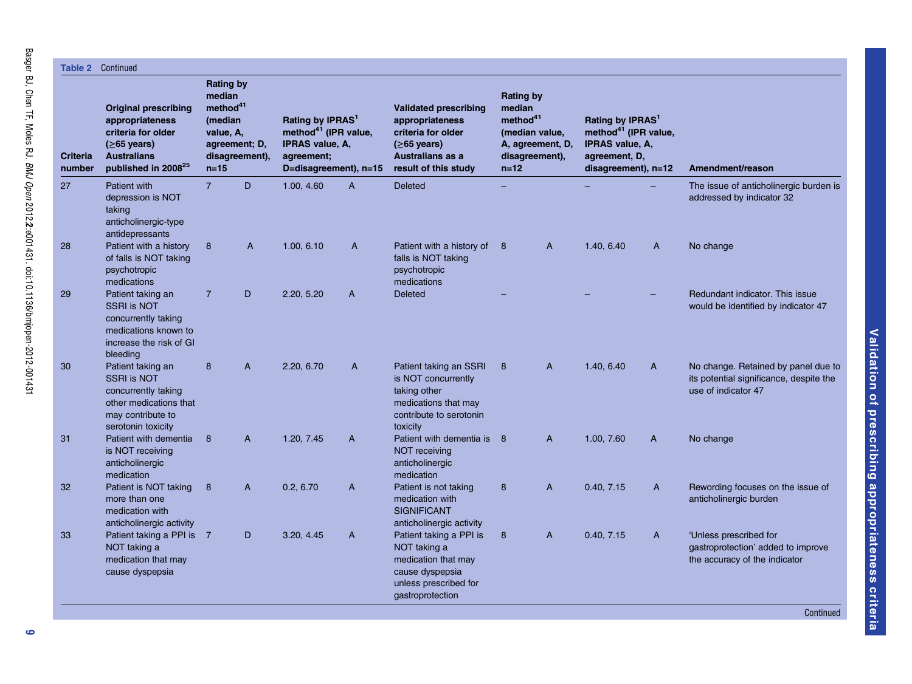**Table 2** Continued

| Criteria number | Original prescribing appropriateness criteria for older (≥65 years) Australians published in 2008[25] | Rating by median method[41] (median value, A, agreement; D, disagreement), n=15 | | Rating by IPRAS[1] method[41] (IPR value, IPRAS value, A, agreement; D=disagreement), n=15 | | Validated prescribing appropriateness criteria for older (≥65 years) Australians as a result of this study | Rating by median method[41] (median value, A, agreement, D, disagreement), n=12 | | Rating by IPRAS[1] method[41] (IPR value, IPRAS value, A, agreement, D, disagreement), n=12 | | Amendment/reason |
|---|---|---|---|---|---|---|---|---|---|---|---|
| 27 | Patient with depression is NOT taking anticholinergic-type antidepressants | 7 | D | 1.00, 4.60 | A | Deleted | – | | – | – | The issue of anticholinergic burden is addressed by indicator 32 |
| 28 | Patient with a history of falls is NOT taking psychotropic medications | 8 | A | 1.00, 6.10 | A | Patient with a history of falls is NOT taking psychotropic medications | 8 | A | 1.40, 6.40 | A | No change |
| 29 | Patient taking an SSRI is NOT concurrently taking medications known to increase the risk of GI bleeding | 7 | D | 2.20, 5.20 | A | Deleted | – | | – | – | Redundant indicator. This issue would be identified by indicator 47 |
| 30 | Patient taking an SSRI is NOT concurrently taking other medications that may contribute to serotonin toxicity | 8 | A | 2.20, 6.70 | A | Patient taking an SSRI is NOT concurrently taking other medications that may contribute to serotonin toxicity | 8 | A | 1.40, 6.40 | A | No change. Retained by panel due to its potential significance, despite the use of indicator 47 |
| 31 | Patient with dementia is NOT receiving anticholinergic medication | 8 | A | 1.20, 7.45 | A | Patient with dementia is NOT receiving anticholinergic medication | 8 | A | 1.00, 7.60 | A | No change |
| 32 | Patient is NOT taking more than one medication with anticholinergic activity | 8 | A | 0.2, 6.70 | A | Patient is not taking medication with SIGNIFICANT anticholinergic activity | 8 | A | 0.40, 7.15 | A | Rewording focuses on the issue of anticholinergic burden |
| 33 | Patient taking a PPI is NOT taking a medication that may cause dyspepsia | 7 | D | 3.20, 4.45 | A | Patient taking a PPI is NOT taking a medication that may cause dyspepsia unless prescribed for gastroprotection | 8 | A | 0.40, 7.15 | A | 'Unless prescribed for gastroprotection' added to improve the accuracy of the indicator |

Continued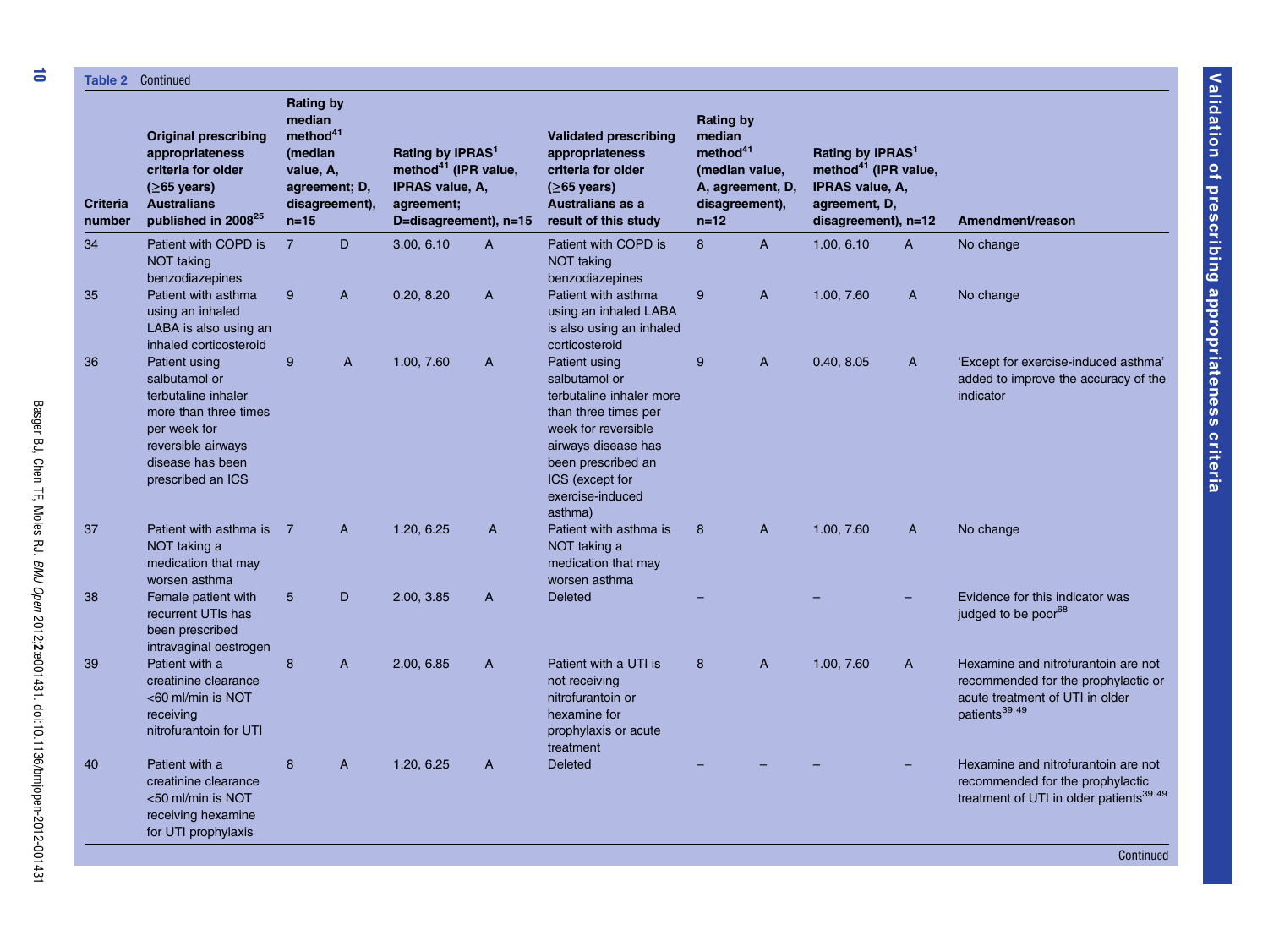**Table 2** Continued

| Criteria number | Original prescribing appropriateness criteria for older (≥65 years) Australians published in 2008[25] | Rating by median method[41] (median value, A, agreement; D, disagreement), n=15 | | Rating by IPRAS[1] method[41] (IPR value, IPRAS value, A, agreement; D=disagreement), n=15 | | Validated prescribing appropriateness criteria for older (≥65 years) Australians as a result of this study | Rating by median method[41] (median value, A, agreement, D, disagreement), n=12 | | Rating by IPRAS[1] method[41] (IPR value, IPRAS value, A, agreement, D, disagreement), n=12 | | Amendment/reason |
|---|---|---|---|---|---|---|---|---|---|---|---|
| 34 | Patient with COPD is NOT taking benzodiazepines | 7 | D | 3.00, 6.10 | A | Patient with COPD is NOT taking benzodiazepines | 8 | A | 1.00, 6.10 | A | No change |
| 35 | Patient with asthma using an inhaled LABA is also using an inhaled corticosteroid | 9 | A | 0.20, 8.20 | A | Patient with asthma using an inhaled LABA is also using an inhaled corticosteroid | 9 | A | 1.00, 7.60 | A | No change |
| 36 | Patient using salbutamol or terbutaline inhaler more than three times per week for reversible airways disease has been prescribed an ICS | 9 | A | 1.00, 7.60 | A | Patient using salbutamol or terbutaline inhaler more than three times per week for reversible airways disease has been prescribed an ICS (except for exercise-induced asthma) | 9 | A | 0.40, 8.05 | A | 'Except for exercise-induced asthma' added to improve the accuracy of the indicator |
| 37 | Patient with asthma is NOT taking a medication that may worsen asthma | 7 | A | 1.20, 6.25 | A | Patient with asthma is NOT taking a medication that may worsen asthma | 8 | A | 1.00, 7.60 | A | No change |
| 38 | Female patient with recurrent UTIs has been prescribed intravaginal oestrogen | 5 | D | 2.00, 3.85 | A | Deleted | – | | – | – | Evidence for this indicator was judged to be poor[68] |
| 39 | Patient with a creatinine clearance <60 ml/min is NOT receiving nitrofurantoin for UTI | 8 | A | 2.00, 6.85 | A | Patient with a UTI is not receiving nitrofurantoin or hexamine for prophylaxis or acute treatment | 8 | A | 1.00, 7.60 | A | Hexamine and nitrofurantoin are not recommended for the prophylactic or acute treatment of UTI in older patients[39 49] |
| 40 | Patient with a creatinine clearance <50 ml/min is NOT receiving hexamine for UTI prophylaxis | 8 | A | 1.20, 6.25 | A | Deleted | – | – | – | – | Hexamine and nitrofurantoin are not recommended for the prophylactic treatment of UTI in older patients[39 49] |

Continued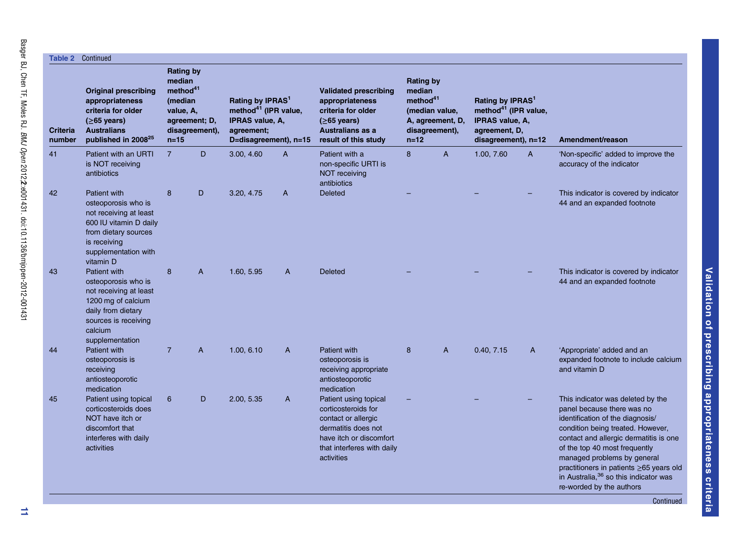**Table 2** Continued

| Criteria number | Original prescribing appropriateness criteria for older (≥65 years) Australians published in 2008[25] | Rating by median method[41] (median value, A, agreement; D, disagreement), n=15 | | Rating by IPRAS[1] method[41] (IPR value, IPRAS value, A, agreement; D=disagreement), n=15 | | Validated prescribing appropriateness criteria for older (≥65 years) Australians as a result of this study | Rating by median method[41] (median value, A, agreement, D, disagreement), n=12 | | Rating by IPRAS[1] method[41] (IPR value, IPRAS value, A, agreement, D, disagreement), n=12 | | Amendment/reason |
|---|---|---|---|---|---|---|---|---|---|---|---|
| 41 | Patient with an URTI is NOT receiving antibiotics | 7 | D | 3.00, 4.60 | A | Patient with a non-specific URTI is NOT receiving antibiotics | 8 | A | 1.00, 7.60 | A | 'Non-specific' added to improve the accuracy of the indicator |
| 42 | Patient with osteoporosis who is not receiving at least 600 IU vitamin D daily from dietary sources is receiving supplementation with vitamin D | 8 | D | 3.20, 4.75 | A | Deleted | – | | – | – | This indicator is covered by indicator 44 and an expanded footnote |
| 43 | Patient with osteoporosis who is not receiving at least 1200 mg of calcium daily from dietary sources is receiving calcium supplementation | 8 | A | 1.60, 5.95 | A | Deleted | – | | – | – | This indicator is covered by indicator 44 and an expanded footnote |
| 44 | Patient with osteoporosis is receiving antiosteoporotic medication | 7 | A | 1.00, 6.10 | A | Patient with osteoporosis is receiving appropriate antiosteoporotic medication | 8 | A | 0.40, 7.15 | A | 'Appropriate' added and an expanded footnote to include calcium and vitamin D |
| 45 | Patient using topical corticosteroids does NOT have itch or discomfort that interferes with daily activities | 6 | D | 2.00, 5.35 | A | Patient using topical corticosteroids for contact or allergic dermatitis does not have itch or discomfort that interferes with daily activities | – | | – | – | This indicator was deleted by the panel because there was no identification of the diagnosis/condition being treated. However, contact and allergic dermatitis is one of the top 40 most frequently managed problems by general practitioners in patients ≥65 years old in Australia,[36] so this indicator was re-worded by the authors |

Continued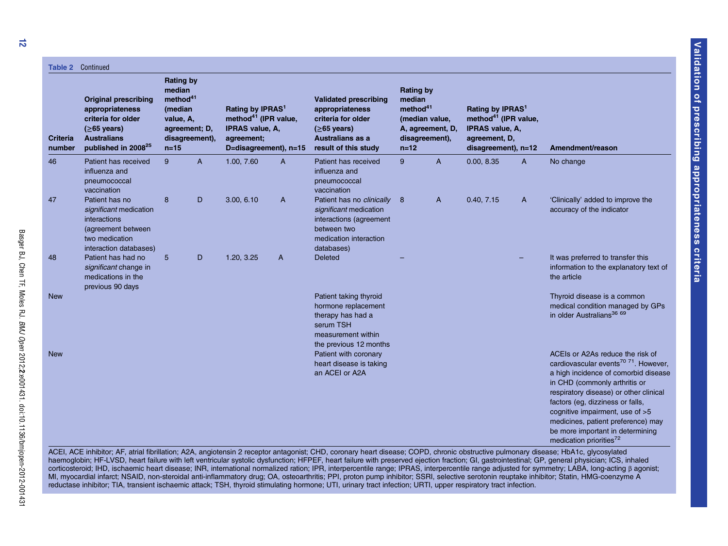**Table 2** Continued

| Criteria number | Original prescribing appropriateness criteria for older (≥65 years) Australians published in 2008[25] | Rating by median method[41] (median value, A, agreement; D, disagreement), n=15 | | Rating by IPRAS[1] method[41] (IPR value, IPRAS value, A, agreement; D=disagreement), n=15 | | Validated prescribing appropriateness criteria for older (≥65 years) Australians as a result of this study | Rating by median method[41] (median value, A, agreement, D, disagreement), n=12 | | Rating by IPRAS[1] method[41] (IPR value, IPRAS value, A, agreement, D, disagreement), n=12 | | Amendment/reason |
|---|---|---|---|---|---|---|---|---|---|---|---|
| 46 | Patient has received influenza and pneumococcal vaccination | 9 | A | 1.00, 7.60 | A | Patient has received influenza and pneumococcal vaccination | 9 | A | 0.00, 8.35 | A | No change |
| 47 | Patient has no *significant* medication interactions (agreement between two medication interaction databases) | 8 | D | 3.00, 6.10 | A | Patient has no *clinically significant* medication interactions (agreement between two medication interaction databases) | 8 | A | 0.40, 7.15 | A | 'Clinically' added to improve the accuracy of the indicator |
| 48 | Patient has had no *significant* change in medications in the previous 90 days | 5 | D | 1.20, 3.25 | A | Deleted | – | | | – | It was preferred to transfer this information to the explanatory text of the article |
| New | | | | | | Patient taking thyroid hormone replacement therapy has had a serum TSH measurement within the previous 12 months | | | | | Thyroid disease is a common medical condition managed by GPs in older Australians[36 69] |
| New | | | | | | Patient with coronary heart disease is taking an ACEI or A2A | | | | | ACEIs or A2As reduce the risk of cardiovascular events[70 71]. However, a high incidence of comorbid disease in CHD (commonly arthritis or respiratory disease) or other clinical factors (eg, dizziness or falls, cognitive impairment, use of >5 medicines, patient preference) may be more important in determining medication priorities[72] |

ACEI, ACE inhibitor; AF, atrial fibrillation; A2A, angiotensin 2 receptor antagonist; CHD, coronary heart disease; COPD, chronic obstructive pulmonary disease; HbA1c, glycosylated haemoglobin; HF-LVSD, heart failure with left ventricular systolic dysfunction; HFPEF, heart failure with preserved ejection fraction; GI, gastrointestinal; GP, general physician; ICS, inhaled corticosteroid; IHD, ischaemic heart disease; INR, international normalized ration; IPR, interpercentile range; IPRAS, interpercentile range adjusted for symmetry; LABA, long-acting β agonist; MI, myocardial infarct; NSAID, non-steroidal anti-inflammatory drug; OA, osteoarthritis; PPI, proton pump inhibitor; SSRI, selective serotonin reuptake inhibitor; Statin, HMG-coenzyme A reductase inhibitor; TIA, transient ischaemic attack; TSH, thyroid stimulating hormone; UTI, urinary tract infection; URTI, upper respiratory tract infection.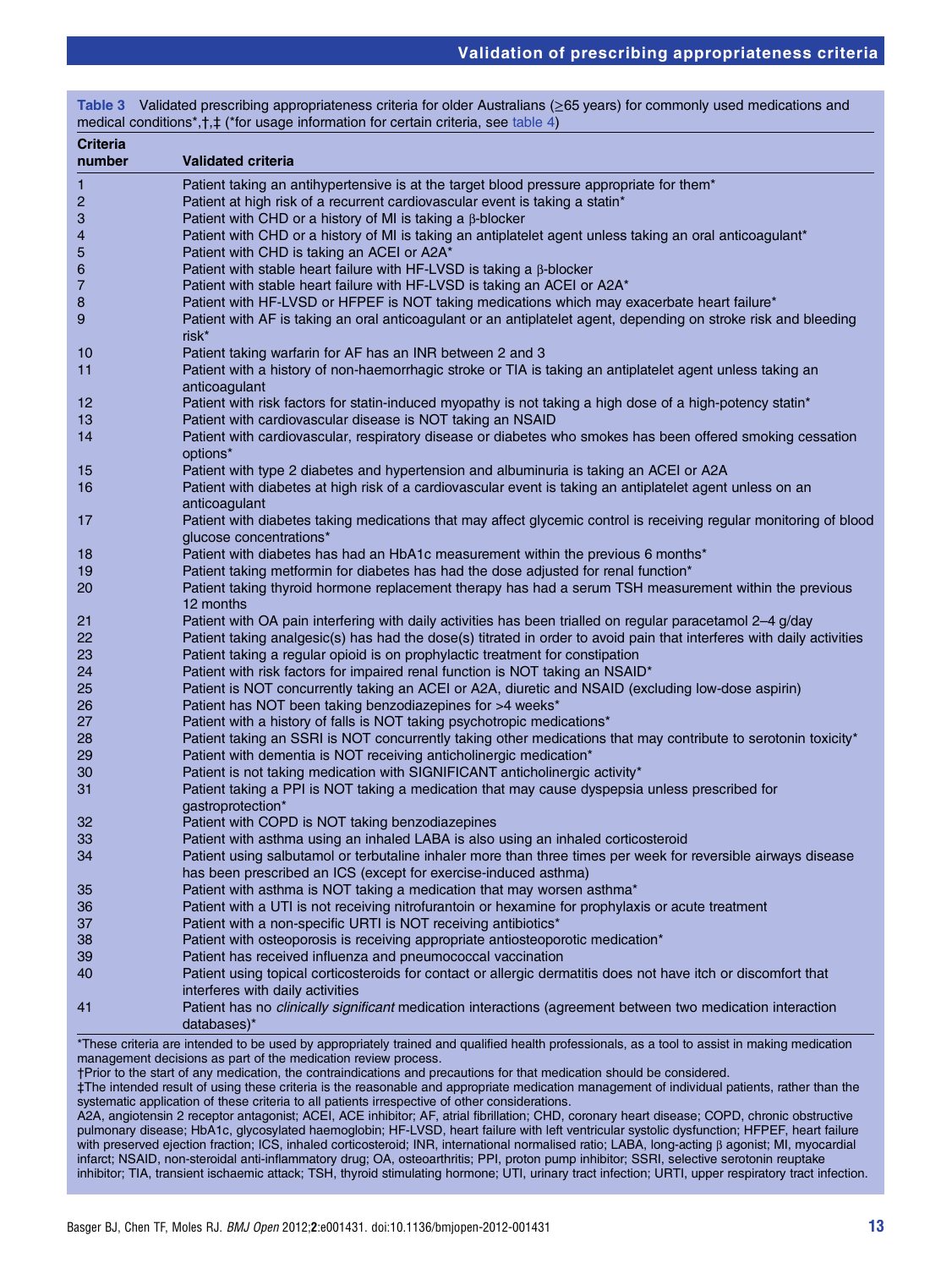**Table 3** Validated prescribing appropriateness criteria for older Australians (≥65 years) for commonly used medications and medical conditions*,†,‡ (*for usage information for certain criteria, see table 4)

| Criteria number | Validated criteria |
|---|---|
| 1 | Patient taking an antihypertensive is at the target blood pressure appropriate for them* |
| 2 | Patient at high risk of a recurrent cardiovascular event is taking a statin* |
| 3 | Patient with CHD or a history of MI is taking a β-blocker |
| 4 | Patient with CHD or a history of MI is taking an antiplatelet agent unless taking an oral anticoagulant* |
| 5 | Patient with CHD is taking an ACEI or A2A* |
| 6 | Patient with stable heart failure with HF-LVSD is taking a β-blocker |
| 7 | Patient with stable heart failure with HF-LVSD is taking an ACEI or A2A* |
| 8 | Patient with HF-LVSD or HFPEF is NOT taking medications which may exacerbate heart failure* |
| 9 | Patient with AF is taking an oral anticoagulant or an antiplatelet agent, depending on stroke risk and bleeding risk* |
| 10 | Patient taking warfarin for AF has an INR between 2 and 3 |
| 11 | Patient with a history of non-haemorrhagic stroke or TIA is taking an antiplatelet agent unless taking an anticoagulant |
| 12 | Patient with risk factors for statin-induced myopathy is not taking a high dose of a high-potency statin* |
| 13 | Patient with cardiovascular disease is NOT taking an NSAID |
| 14 | Patient with cardiovascular, respiratory disease or diabetes who smokes has been offered smoking cessation options* |
| 15 | Patient with type 2 diabetes and hypertension and albuminuria is taking an ACEI or A2A |
| 16 | Patient with diabetes at high risk of a cardiovascular event is taking an antiplatelet agent unless on an anticoagulant |
| 17 | Patient with diabetes taking medications that may affect glycemic control is receiving regular monitoring of blood glucose concentrations* |
| 18 | Patient with diabetes has had an HbA1c measurement within the previous 6 months* |
| 19 | Patient taking metformin for diabetes has had the dose adjusted for renal function* |
| 20 | Patient taking thyroid hormone replacement therapy has had a serum TSH measurement within the previous 12 months |
| 21 | Patient with OA pain interfering with daily activities has been trialled on regular paracetamol 2–4 g/day |
| 22 | Patient taking analgesic(s) has had the dose(s) titrated in order to avoid pain that interferes with daily activities |
| 23 | Patient taking a regular opioid is on prophylactic treatment for constipation |
| 24 | Patient with risk factors for impaired renal function is NOT taking an NSAID* |
| 25 | Patient is NOT concurrently taking an ACEI or A2A, diuretic and NSAID (excluding low-dose aspirin) |
| 26 | Patient has NOT been taking benzodiazepines for >4 weeks* |
| 27 | Patient with a history of falls is NOT taking psychotropic medications* |
| 28 | Patient taking an SSRI is NOT concurrently taking other medications that may contribute to serotonin toxicity* |
| 29 | Patient with dementia is NOT receiving anticholinergic medication* |
| 30 | Patient is not taking medication with SIGNIFICANT anticholinergic activity* |
| 31 | Patient taking a PPI is NOT taking a medication that may cause dyspepsia unless prescribed for gastroprotection* |
| 32 | Patient with COPD is NOT taking benzodiazepines |
| 33 | Patient with asthma using an inhaled LABA is also using an inhaled corticosteroid |
| 34 | Patient using salbutamol or terbutaline inhaler more than three times per week for reversible airways disease has been prescribed an ICS (except for exercise-induced asthma) |
| 35 | Patient with asthma is NOT taking a medication that may worsen asthma* |
| 36 | Patient with a UTI is not receiving nitrofurantoin or hexamine for prophylaxis or acute treatment |
| 37 | Patient with a non-specific URTI is NOT receiving antibiotics* |
| 38 | Patient with osteoporosis is receiving appropriate antiosteoporotic medication* |
| 39 | Patient has received influenza and pneumococcal vaccination |
| 40 | Patient using topical corticosteroids for contact or allergic dermatitis does not have itch or discomfort that interferes with daily activities |
| 41 | Patient has no *clinically significant* medication interactions (agreement between two medication interaction databases)* |

*These criteria are intended to be used by appropriately trained and qualified health professionals, as a tool to assist in making medication management decisions as part of the medication review process.

†Prior to the start of any medication, the contraindications and precautions for that medication should be considered.

‡The intended result of using these criteria is the reasonable and appropriate medication management of individual patients, rather than the systematic application of these criteria to all patients irrespective of other considerations.

A2A, angiotensin 2 receptor antagonist; ACEI, ACE inhibitor; AF, atrial fibrillation; CHD, coronary heart disease; COPD, chronic obstructive pulmonary disease; HbA1c, glycosylated haemoglobin; HF-LVSD, heart failure with left ventricular systolic dysfunction; HFPEF, heart failure with preserved ejection fraction; ICS, inhaled corticosteroid; INR, international normalised ratio; LABA, long-acting β agonist; MI, myocardial infarct; NSAID, non-steroidal anti-inflammatory drug; OA, osteoarthritis; PPI, proton pump inhibitor; SSRI, selective serotonin reuptake inhibitor; TIA, transient ischaemic attack; TSH, thyroid stimulating hormone; UTI, urinary tract infection; URTI, upper respiratory tract infection.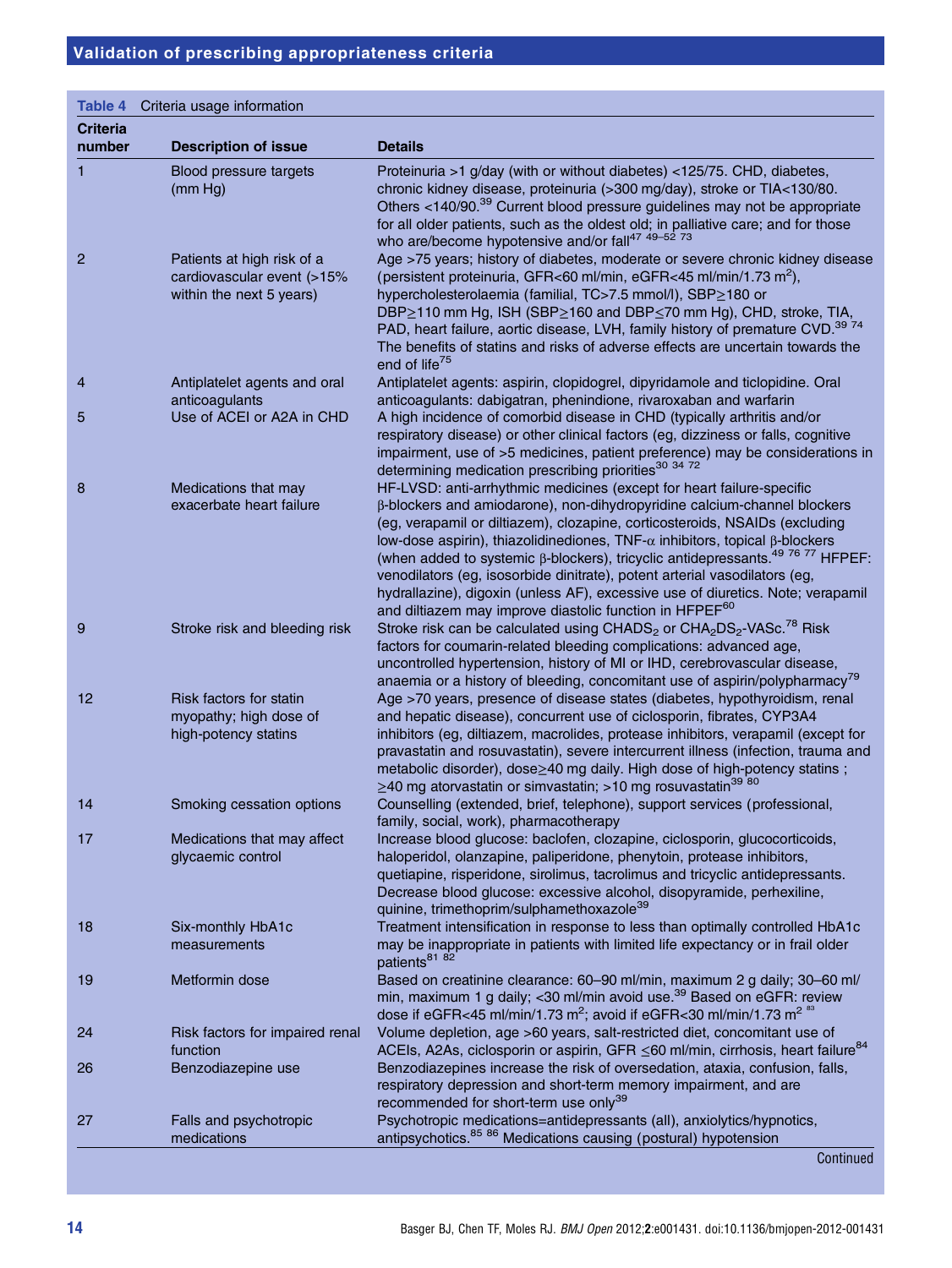**Table 4** Criteria usage information

| Criteria number | Description of issue | Details |
|---|---|---|
| 1 | Blood pressure targets (mm Hg) | Proteinuria >1 g/day (with or without diabetes) <125/75. CHD, diabetes, chronic kidney disease, proteinuria (>300 mg/day), stroke or TIA<130/80. Others <140/90.[39] Current blood pressure guidelines may not be appropriate for all older patients, such as the oldest old; in palliative care; and for those who are/become hypotensive and/or fall[47 49–52 73] |
| 2 | Patients at high risk of a cardiovascular event (>15% within the next 5 years) | Age >75 years; history of diabetes, moderate or severe chronic kidney disease (persistent proteinuria, GFR<60 ml/min, eGFR<45 ml/min/1.73 m$^2$), hypercholesterolaemia (familial, TC>7.5 mmol/l), SBP≥180 or DBP≥110 mm Hg, ISH (SBP≥160 and DBP≤70 mm Hg), CHD, stroke, TIA, PAD, heart failure, aortic disease, LVH, family history of premature CVD.[39 74] The benefits of statins and risks of adverse effects are uncertain towards the end of life[75] |
| 4 | Antiplatelet agents and oral anticoagulants | Antiplatelet agents: aspirin, clopidogrel, dipyridamole and ticlopidine. Oral anticoagulants: dabigatran, phenindione, rivaroxaban and warfarin |
| 5 | Use of ACEI or A2A in CHD | A high incidence of comorbid disease in CHD (typically arthritis and/or respiratory disease) or other clinical factors (eg, dizziness or falls, cognitive impairment, use of >5 medicines, patient preference) may be considerations in determining medication prescribing priorities[30 34 72] |
| 8 | Medications that may exacerbate heart failure | HF-LVSD: anti-arrhythmic medicines (except for heart failure-specific β-blockers and amiodarone), non-dihydropyridine calcium-channel blockers (eg, verapamil or diltiazem), clozapine, corticosteroids, NSAIDs (excluding low-dose aspirin), thiazolidinediones, TNF-α inhibitors, topical β-blockers (when added to systemic β-blockers), tricyclic antidepressants.[49 76 77] HFPEF: venodilators (eg, isosorbide dinitrate), potent arterial vasodilators (eg, hydrallazine), digoxin (unless AF), excessive use of diuretics. Note; verapamil and diltiazem may improve diastolic function in HFPEF[60] |
| 9 | Stroke risk and bleeding risk | Stroke risk can be calculated using $CHADS_2$ or $CHA_2DS_2$-VASc.[78] Risk factors for coumarin-related bleeding complications: advanced age, uncontrolled hypertension, history of MI or IHD, cerebrovascular disease, anaemia or a history of bleeding, concomitant use of aspirin/polypharmacy[79] |
| 12 | Risk factors for statin myopathy; high dose of high-potency statins | Age >70 years, presence of disease states (diabetes, hypothyroidism, renal and hepatic disease), concurrent use of ciclosporin, fibrates, CYP3A4 inhibitors (eg, diltiazem, macrolides, protease inhibitors, verapamil (except for pravastatin and rosuvastatin), severe intercurrent illness (infection, trauma and metabolic disorder), dose≥40 mg daily. High dose of high-potency statins ; ≥40 mg atorvastatin or simvastatin; >10 mg rosuvastatin[39 80] |
| 14 | Smoking cessation options | Counselling (extended, brief, telephone), support services (professional, family, social, work), pharmacotherapy |
| 17 | Medications that may affect glycaemic control | Increase blood glucose: baclofen, clozapine, ciclosporin, glucocorticoids, haloperidol, olanzapine, paliperidone, phenytoin, protease inhibitors, quetiapine, risperidone, sirolimus, tacrolimus and tricyclic antidepressants. Decrease blood glucose: excessive alcohol, disopyramide, perhexiline, quinine, trimethoprim/sulphamethoxazole[39] |
| 18 | Six-monthly HbA1c measurements | Treatment intensification in response to less than optimally controlled HbA1c may be inappropriate in patients with limited life expectancy or in frail older patients[81 82] |
| 19 | Metformin dose | Based on creatinine clearance: 60–90 ml/min, maximum 2 g daily; 30–60 ml/min, maximum 1 g daily; <30 ml/min avoid use.[39] Based on eGFR: review dose if eGFR<45 ml/min/1.73 m$^2$; avoid if eGFR<30 ml/min/1.73 m$^2$ [2 83] |
| 24 | Risk factors for impaired renal function | Volume depletion, age >60 years, salt-restricted diet, concomitant use of ACEIs, A2As, ciclosporin or aspirin, GFR ≤60 ml/min, cirrhosis, heart failure[84] |
| 26 | Benzodiazepine use | Benzodiazepines increase the risk of oversedation, ataxia, confusion, falls, respiratory depression and short-term memory impairment, and are recommended for short-term use only[39] |
| 27 | Falls and psychotropic medications | Psychotropic medications=antidepressants (all), anxiolytics/hypnotics, antipsychotics.[85 86] Medications causing (postural) hypotension |

Continued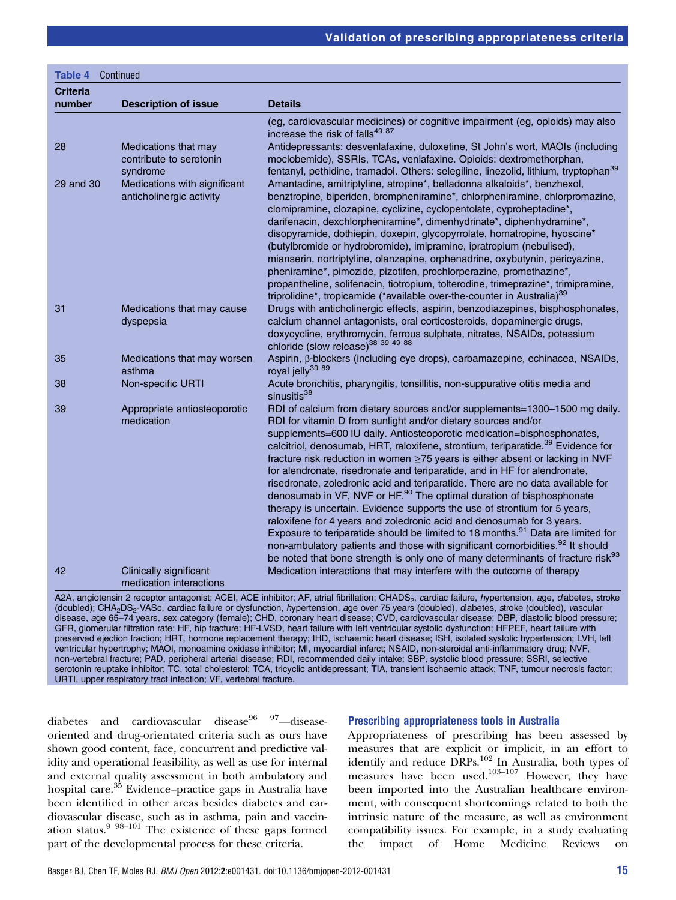**Table 4** Continued

| Criteria number | Description of issue | Details |
|---|---|---|
| | | (eg, cardiovascular medicines) or cognitive impairment (eg, opioids) may also increase the risk of falls[49 87] |
| 28 | Medications that may contribute to serotonin syndrome | Antidepressants: desvenlafaxine, duloxetine, St John's wort, MAOIs (including moclobemide), SSRIs, TCAs, venlafaxine. Opioids: dextromethorphan, fentanyl, pethidine, tramadol. Others: selegiline, linezolid, lithium, tryptophan[39] |
| 29 and 30 | Medications with significant anticholinergic activity | Amantadine, amitriptyline, atropine*, belladonna alkaloids*, benzhexol, benztropine, biperiden, brompheniramine*, chlorpheniramine, chlorpromazine, clomipramine, clozapine, cyclizine, cyclopentolate, cyproheptadine*, darifenacin, dexchlorpheniramine*, dimenhydrinate*, diphenhydramine*, disopyramide, dothiepin, doxepin, glycopyrrolate, homatropine, hyoscine* (butylbromide or hydrobromide), imipramine, ipratropium (nebulised), mianserin, nortriptyline, olanzapine, orphenadrine, oxybutynin, pericyazine, pheniramine*, pimozide, pizotifen, prochlorperazine, promethazine*, propantheline, solifenacin, tiotropium, tolterodine, trimeprazine*, trimipramine, triprolidine*, tropicamide (*available over-the-counter in Australia)[39] |
| 31 | Medications that may cause dyspepsia | Drugs with anticholinergic effects, aspirin, benzodiazepines, bisphosphonates, calcium channel antagonists, oral corticosteroids, dopaminergic drugs, doxycycline, erythromycin, ferrous sulphate, nitrates, NSAIDs, potassium chloride (slow release)[38 39 49 88] |
| 35 | Medications that may worsen asthma | Aspirin, β-blockers (including eye drops), carbamazepine, echinacea, NSAIDs, royal jelly[39 89] |
| 38 | Non-specific URTI | Acute bronchitis, pharyngitis, tonsillitis, non-suppurative otitis media and sinusitis[38] |
| 39 | Appropriate antiosteoporotic medication | RDI of calcium from dietary sources and/or supplements=1300–1500 mg daily. RDI for vitamin D from sunlight and/or dietary sources and/or supplements=600 IU daily. Antiosteoporotic medication=bisphosphonates, calcitriol, denosumab, HRT, raloxifene, strontium, teriparatide.[39] Evidence for fracture risk reduction in women ≥75 years is either absent or lacking in NVF for alendronate, risedronate and teriparatide, and in HF for alendronate, risedronate, zoledronic acid and teriparatide. There are no data available for denosumab in VF, NVF or HF.[90] The optimal duration of bisphosphonate therapy is uncertain. Evidence supports the use of strontium for 5 years, raloxifene for 4 years and zoledronic acid and denosumab for 3 years. Exposure to teriparatide should be limited to 18 months.[91] Data are limited for non-ambulatory patients and those with significant comorbidities.[92] It should be noted that bone strength is only one of many determinants of fracture risk[93] |
| 42 | Clinically significant medication interactions | Medication interactions that may interfere with the outcome of therapy |

A2A, angiotensin 2 receptor antagonist; ACEI, ACE inhibitor; AF, atrial fibrillation; $CHADS_2$, *c*ardiac failure, *h*ypertension, *a*ge, *d*iabetes, *s*troke (doubled); $CHA_2DS_2$-VASc, *c*ardiac failure or dysfunction, *h*ypertension, *a*ge over 75 years (doubled), *d*iabetes, *s*troke (doubled), *v*ascular disease, *a*ge 65–74 years, *s*ex *c*ategory (female); CHD, coronary heart disease; CVD, cardiovascular disease; DBP, diastolic blood pressure; GFR, glomerular filtration rate; HF, hip fracture; HF-LVSD, heart failure with left ventricular systolic dysfunction; HFPEF, heart failure with preserved ejection fraction; HRT, hormone replacement therapy; IHD, ischaemic heart disease; ISH, isolated systolic hypertension; LVH, left ventricular hypertrophy; MAOI, monoamine oxidase inhibitor; MI, myocardial infarct; NSAID, non-steroidal anti-inflammatory drug; NVF, non-vertebral fracture; PAD, peripheral arterial disease; RDI, recommended daily intake; SBP, systolic blood pressure; SSRI, selective serotonin reuptake inhibitor; TC, total cholesterol; TCA, tricyclic antidepressant; TIA, transient ischaemic attack; TNF, tumour necrosis factor; URTI, upper respiratory tract infection; VF, vertebral fracture.

diabetes and cardiovascular disease[96 97]—disease-oriented and drug-orientated criteria such as ours have shown good content, face, concurrent and predictive validity and operational feasibility, as well as use for internal and external quality assessment in both ambulatory and hospital care.[35] Evidence–practice gaps in Australia have been identified in other areas besides diabetes and cardiovascular disease, such as in asthma, pain and vaccination status.[9 98–101] The existence of these gaps formed part of the developmental process for these criteria.

## Prescribing appropriateness tools in Australia

Appropriateness of prescribing has been assessed by measures that are explicit or implicit, in an effort to identify and reduce DRPs.[102] In Australia, both types of measures have been used.[103–107] However, they have been imported into the Australian healthcare environment, with consequent shortcomings related to both the intrinsic nature of the measure, as well as environment compatibility issues. For example, in a study evaluating the impact of Home Medicine Reviews on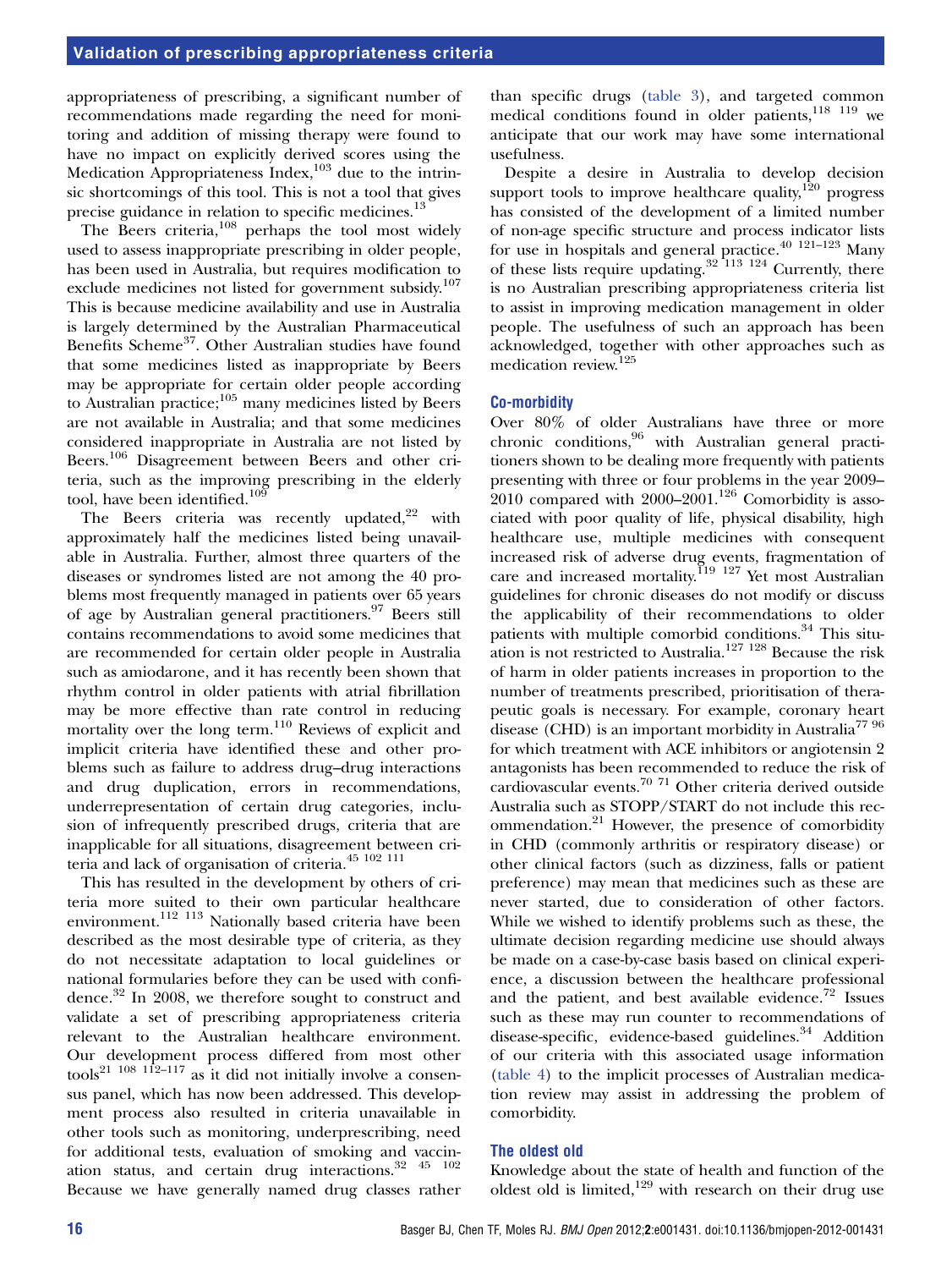appropriateness of prescribing, a significant number of recommendations made regarding the need for monitoring and addition of missing therapy were found to have no impact on explicitly derived scores using the Medication Appropriateness Index,[103] due to the intrinsic shortcomings of this tool. This is not a tool that gives precise guidance in relation to specific medicines.[13]

The Beers criteria,[108] perhaps the tool most widely used to assess inappropriate prescribing in older people, has been used in Australia, but requires modification to exclude medicines not listed for government subsidy.[107] This is because medicine availability and use in Australia is largely determined by the Australian Pharmaceutical Benefits Scheme[37]. Other Australian studies have found that some medicines listed as inappropriate by Beers may be appropriate for certain older people according to Australian practice;[105] many medicines listed by Beers are not available in Australia; and that some medicines considered inappropriate in Australia are not listed by Beers.[106] Disagreement between Beers and other criteria, such as the improving prescribing in the elderly tool, have been identified.[109]

The Beers criteria was recently updated,[22] with approximately half the medicines listed being unavailable in Australia. Further, almost three quarters of the diseases or syndromes listed are not among the 40 problems most frequently managed in patients over 65 years of age by Australian general practitioners.[97] Beers still contains recommendations to avoid some medicines that are recommended for certain older people in Australia such as amiodarone, and it has recently been shown that rhythm control in older patients with atrial fibrillation may be more effective than rate control in reducing mortality over the long term.[110] Reviews of explicit and implicit criteria have identified these and other problems such as failure to address drug–drug interactions and drug duplication, errors in recommendations, underrepresentation of certain drug categories, inclusion of infrequently prescribed drugs, criteria that are inapplicable for all situations, disagreement between criteria and lack of organisation of criteria.[45 102 111]

This has resulted in the development by others of criteria more suited to their own particular healthcare environment.[112 113] Nationally based criteria have been described as the most desirable type of criteria, as they do not necessitate adaptation to local guidelines or national formularies before they can be used with confidence.[32] In 2008, we therefore sought to construct and validate a set of prescribing appropriateness criteria relevant to the Australian healthcare environment. Our development process differed from most other tools[21 108 112–117] as it did not initially involve a consensus panel, which has now been addressed. This development process also resulted in criteria unavailable in other tools such as monitoring, underprescribing, need for additional tests, evaluation of smoking and vaccination status, and certain drug interactions.[32 45 102] Because we have generally named drug classes rather than specific drugs (table 3), and targeted common medical conditions found in older patients,[118 119] we anticipate that our work may have some international usefulness.

Despite a desire in Australia to develop decision support tools to improve healthcare quality,[120] progress has consisted of the development of a limited number of non-age specific structure and process indicator lists for use in hospitals and general practice.[40 121–123] Many of these lists require updating.[32 113 124] Currently, there is no Australian prescribing appropriateness criteria list to assist in improving medication management in older people. The usefulness of such an approach has been acknowledged, together with other approaches such as medication review.[125]

### Co-morbidity

Over 80% of older Australians have three or more chronic conditions,[96] with Australian general practitioners shown to be dealing more frequently with patients presenting with three or four problems in the year 2009–2010 compared with 2000–2001.[126] Comorbidity is associated with poor quality of life, physical disability, high healthcare use, multiple medicines with consequent increased risk of adverse drug events, fragmentation of care and increased mortality.[119 127] Yet most Australian guidelines for chronic diseases do not modify or discuss the applicability of their recommendations to older patients with multiple comorbid conditions.[34] This situation is not restricted to Australia.[127 128] Because the risk of harm in older patients increases in proportion to the number of treatments prescribed, prioritisation of therapeutic goals is necessary. For example, coronary heart disease (CHD) is an important morbidity in Australia[77 96] for which treatment with ACE inhibitors or angiotensin 2 antagonists has been recommended to reduce the risk of cardiovascular events.[70 71] Other criteria derived outside Australia such as STOPP/START do not include this recommendation.[21] However, the presence of comorbidity in CHD (commonly arthritis or respiratory disease) or other clinical factors (such as dizziness, falls or patient preference) may mean that medicines such as these are never started, due to consideration of other factors. While we wished to identify problems such as these, the ultimate decision regarding medicine use should always be made on a case-by-case basis based on clinical experience, a discussion between the healthcare professional and the patient, and best available evidence.[72] Issues such as these may run counter to recommendations of disease-specific, evidence-based guidelines.[34] Addition of our criteria with this associated usage information (table 4) to the implicit processes of Australian medication review may assist in addressing the problem of comorbidity.

### The oldest old

Knowledge about the state of health and function of the oldest old is limited,[129] with research on their drug use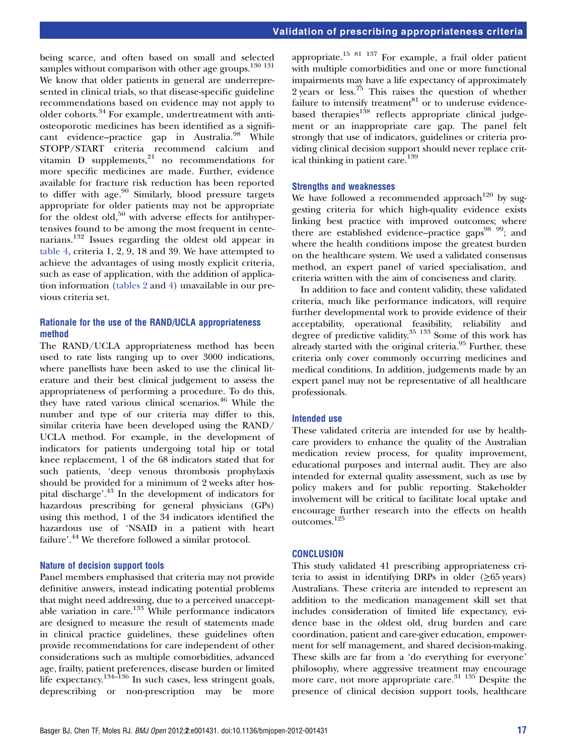being scarce, and often based on small and selected samples without comparison with other age groups.[130 131] We know that older patients in general are underrepresented in clinical trials, so that disease-specific guideline recommendations based on evidence may not apply to older cohorts.[34] For example, undertreatment with anti-osteoporotic medicines has been identified as a significant evidence–practice gap in Australia.[98] While STOPP/START criteria recommend calcium and vitamin D supplements,[21] no recommendations for more specific medicines are made. Further, evidence available for fracture risk reduction has been reported to differ with age.[90] Similarly, blood pressure targets appropriate for older patients may not be appropriate for the oldest old,[50] with adverse effects for antihypertensives found to be among the most frequent in centenarians.[132] Issues regarding the oldest old appear in table 4, criteria 1, 2, 9, 18 and 39. We have attempted to achieve the advantages of using mostly explicit criteria, such as ease of application, with the addition of application information (tables 2 and 4) unavailable in our previous criteria set.

### Rationale for the use of the RAND/UCLA appropriateness method

The RAND/UCLA appropriateness method has been used to rate lists ranging up to over 3000 indications, where panellists have been asked to use the clinical literature and their best clinical judgement to assess the appropriateness of performing a procedure. To do this, they have rated various clinical scenarios.[46] While the number and type of our criteria may differ to this, similar criteria have been developed using the RAND/UCLA method. For example, in the development of indicators for patients undergoing total hip or total knee replacement, 1 of the 68 indicators stated that for such patients, 'deep venous thrombosis prophylaxis should be provided for a minimum of 2 weeks after hospital discharge'.[43] In the development of indicators for hazardous prescribing for general physicians (GPs) using this method, 1 of the 34 indicators identified the hazardous use of 'NSAID in a patient with heart failure'.[44] We therefore followed a similar protocol.

### Nature of decision support tools

Panel members emphasised that criteria may not provide definitive answers, instead indicating potential problems that might need addressing, due to a perceived unacceptable variation in care.[133] While performance indicators are designed to measure the result of statements made in clinical practice guidelines, these guidelines often provide recommendations for care independent of other considerations such as multiple comorbidities, advanced age, frailty, patient preferences, disease burden or limited life expectancy.[134–136] In such cases, less stringent goals, deprescribing or non-prescription may be more appropriate.[15 81 137] For example, a frail older patient with multiple comorbidities and one or more functional impairments may have a life expectancy of approximately 2 years or less.[75] This raises the question of whether failure to intensify treatment[81] or to underuse evidence-based therapies[138] reflects appropriate clinical judgement or an inappropriate care gap. The panel felt strongly that use of indicators, guidelines or criteria providing clinical decision support should never replace critical thinking in patient care.[139]

### Strengths and weaknesses

We have followed a recommended approach[120] by suggesting criteria for which high-quality evidence exists linking best practice with improved outcomes; where there are established evidence–practice gaps[98 99]; and where the health conditions impose the greatest burden on the healthcare system. We used a validated consensus method, an expert panel of varied specialisation, and criteria written with the aim of conciseness and clarity.

In addition to face and content validity, these validated criteria, much like performance indicators, will require further developmental work to provide evidence of their acceptability, operational feasibility, reliability and degree of predictive validity.[35 133] Some of this work has already started with the original criteria.[95] Further, these criteria only cover commonly occurring medicines and medical conditions. In addition, judgements made by an expert panel may not be representative of all healthcare professionals.

### Intended use

These validated criteria are intended for use by healthcare providers to enhance the quality of the Australian medication review process, for quality improvement, educational purposes and internal audit. They are also intended for external quality assessment, such as use by policy makers and for public reporting. Stakeholder involvement will be critical to facilitate local uptake and encourage further research into the effects on health outcomes.[125]

## CONCLUSION

This study validated 41 prescribing appropriateness criteria to assist in identifying DRPs in older (≥65 years) Australians. These criteria are intended to represent an addition to the medication management skill set that includes consideration of limited life expectancy, evidence base in the oldest old, drug burden and care coordination, patient and care-giver education, empowerment for self management, and shared decision-making. These skills are far from a 'do everything for everyone' philosophy, where aggressive treatment may encourage more care, not more appropriate care.[31 135] Despite the presence of clinical decision support tools, healthcare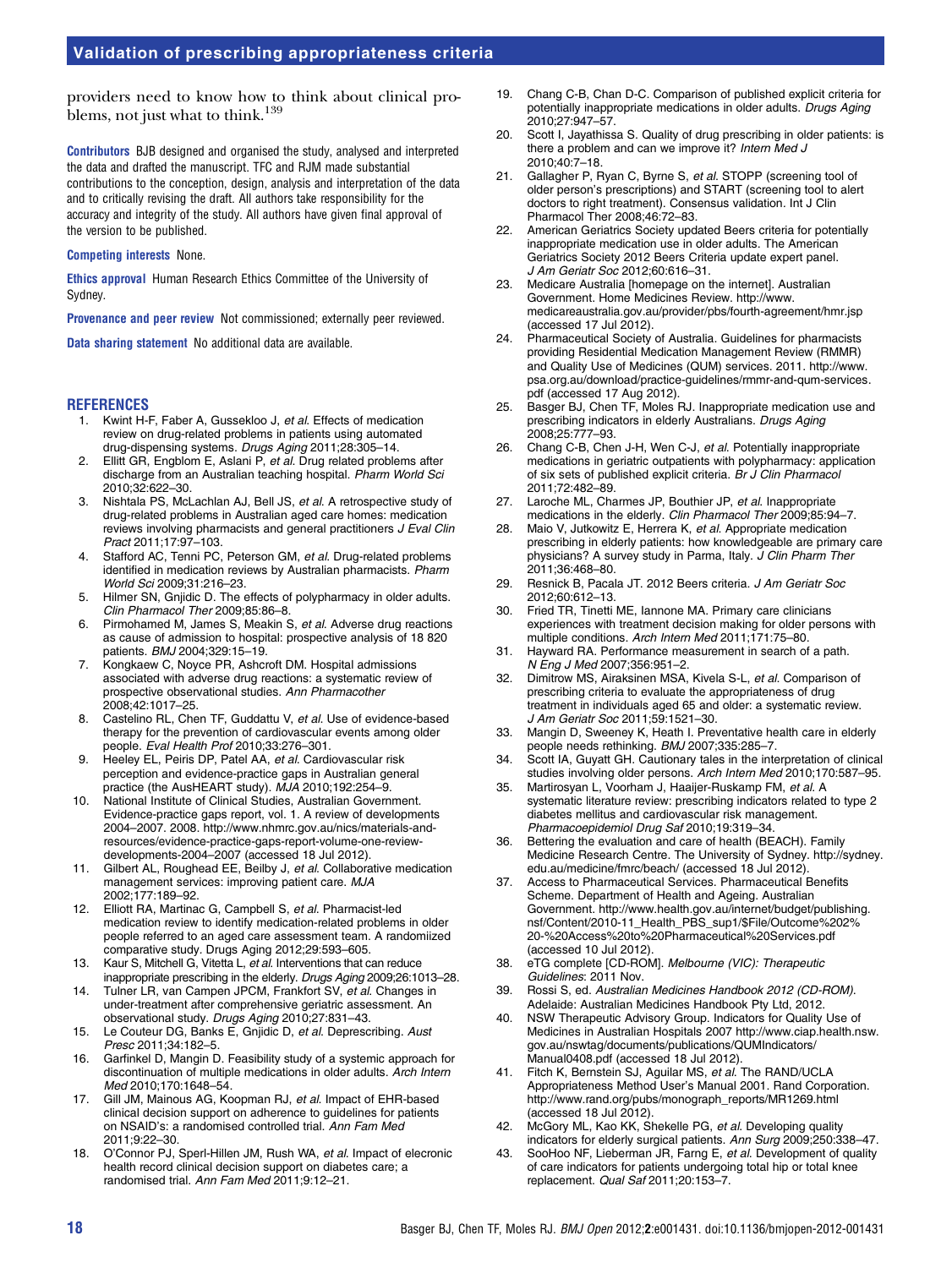providers need to know how to think about clinical problems, not just what to think.[139]

**Contributors** BJB designed and organised the study, analysed and interpreted the data and drafted the manuscript. TFC and RJM made substantial contributions to the conception, design, analysis and interpretation of the data and to critically revising the draft. All authors take responsibility for the accuracy and integrity of the study. All authors have given final approval of the version to be published.

**Competing interests** None.

**Ethics approval** Human Research Ethics Committee of the University of Sydney.

**Provenance and peer review** Not commissioned; externally peer reviewed.

**Data sharing statement** No additional data are available.

## REFERENCES

1. Kwint H-F, Faber A, Gussekloo J, *et al.* Effects of medication review on drug-related problems in patients using automated drug-dispensing systems. *Drugs Aging* 2011;28:305–14.
2. Ellitt GR, Engblom E, Aslani P, *et al.* Drug related problems after discharge from an Australian teaching hospital. *Pharm World Sci* 2010;32:622–30.
3. Nishtala PS, McLachlan AJ, Bell JS, *et al.* A retrospective study of drug-related problems in Australian aged care homes: medication reviews involving pharmacists and general practitioners *J Eval Clin Pract* 2011;17:97–103.
4. Stafford AC, Tenni PC, Peterson GM, *et al.* Drug-related problems identified in medication reviews by Australian pharmacists. *Pharm World Sci* 2009;31:216–23.
5. Hilmer SN, Gnjidic D. The effects of polypharmacy in older adults. *Clin Pharmacol Ther* 2009;85:86–8.
6. Pirmohamed M, James S, Meakin S, *et al.* Adverse drug reactions as cause of admission to hospital: prospective analysis of 18 820 patients. *BMJ* 2004;329:15–19.
7. Kongkaew C, Noyce PR, Ashcroft DM. Hospital admissions associated with adverse drug reactions: a systematic review of prospective observational studies. *Ann Pharmacother* 2008;42:1017–25.
8. Castelino RL, Chen TF, Guddattu V, *et al.* Use of evidence-based therapy for the prevention of cardiovascular events among older people. *Eval Health Prof* 2010;33:276–301.
9. Heeley EL, Peiris DP, Patel AA, *et al.* Cardiovascular risk perception and evidence-practice gaps in Australian general practice (the AusHEART study). *MJA* 2010;192:254–9.
10. National Institute of Clinical Studies, Australian Government. Evidence-practice gaps report, vol. 1. A review of developments 2004–2007. 2008. http://www.nhmrc.gov.au/nics/materials-and-resources/evidence-practice-gaps-report-volume-one-review-developments-2004–2007 (accessed 18 Jul 2012).
11. Gilbert AL, Roughead EE, Beilby J, *et al.* Collaborative medication management services: improving patient care. *MJA* 2002;177:189–92.
12. Elliott RA, Martinac G, Campbell S, *et al.* Pharmacist-led medication review to identify medication-related problems in older people referred to an aged care assessment team. A randomized comparative study. Drugs Aging 2012;29:593–605.
13. Kaur S, Mitchell G, Vitetta L, *et al.* Interventions that can reduce inappropriate prescribing in the elderly. *Drugs Aging* 2009;26:1013–28.
14. Tulner LR, van Campen JPCM, Frankfort SV, *et al.* Changes in under-treatment after comprehensive geriatric assessment. An observational study. *Drugs Aging* 2010;27:831–43.
15. Le Couteur DG, Banks E, Gnjidic D, *et al.* Deprescribing. *Aust Presc* 2011;34:182–5.
16. Garfinkel D, Mangin D. Feasibility study of a systemic approach for discontinuation of multiple medications in older adults. *Arch Intern Med* 2010;170:1648–54.
17. Gill JM, Mainous AG, Koopman RJ, *et al.* Impact of EHR-based clinical decision support on adherence to guidelines for patients on NSAID's: a randomised controlled trial. *Ann Fam Med* 2011;9:22–30.
18. O'Connor PJ, Sperl-Hillen JM, Rush WA, *et al.* Impact of elecronic health record clinical decision support on diabetes care; a randomised trial. *Ann Fam Med* 2011;9:12–21.
19. Chang C-B, Chan D-C. Comparison of published explicit criteria for potentially inappropriate medications in older adults. *Drugs Aging* 2010;27:947–57.
20. Scott I, Jayathissa S. Quality of drug prescribing in older patients: is there a problem and can we improve it? *Intern Med J* 2010;40:7–18.
21. Gallagher P, Ryan C, Byrne S, *et al.* STOPP (screening tool of older person's prescriptions) and START (screening tool to alert doctors to right treatment). Consensus validation. Int J Clin Pharmacol Ther 2008;46:72–83.
22. American Geriatrics Society updated Beers criteria for potentially inappropriate medication use in older adults. The American Geriatrics Society 2012 Beers Criteria update expert panel. *J Am Geriatr Soc* 2012;60:616–31.
23. Medicare Australia [homepage on the internet]. Australian Government. Home Medicines Review. http://www.medicareaustralia.gov.au/provider/pbs/fourth-agreement/hmr.jsp (accessed 17 Jul 2012).
24. Pharmaceutical Society of Australia. Guidelines for pharmacists providing Residential Medication Management Review (RMMR) and Quality Use of Medicines (QUM) services. 2011. http://www.psa.org.au/download/practice-guidelines/rmmr-and-qum-services.pdf (accessed 17 Aug 2012).
25. Basger BJ, Chen TF, Moles RJ. Inappropriate medication use and prescribing indicators in elderly Australians. *Drugs Aging* 2008;25:777–93.
26. Chang C-B, Chen J-H, Wen C-J, *et al.* Potentially inappropriate medications in geriatric outpatients with polypharmacy: application of six sets of published explicit criteria. *Br J Clin Pharmacol* 2011;72:482–89.
27. Laroche ML, Charmes JP, Bouthier JP, *et al.* Inappropriate medications in the elderly. *Clin Pharmacol Ther* 2009;85:94–7.
28. Maio V, Jutkowitz E, Herrera K, *et al.* Appropriate medication prescribing in elderly patients: how knowledgeable are primary care physicians? A survey study in Parma, Italy. *J Clin Pharm Ther* 2011;36:468–80.
29. Resnick B, Pacala JT. 2012 Beers criteria. *J Am Geriatr Soc* 2012;60:612–13.
30. Fried TR, Tinetti ME, Iannone MA. Primary care clinicians experiences with treatment decision making for older persons with multiple conditions. *Arch Intern Med* 2011;171:75–80.
31. Hayward RA. Performance measurement in search of a path. *N Eng J Med* 2007;356:951–2.
32. Dimitrow MS, Airaksinen MSA, Kivela S-L, *et al.* Comparison of prescribing criteria to evaluate the appropriateness of drug treatment in individuals aged 65 and older: a systematic review. *J Am Geriatr Soc* 2011;59:1521–30.
33. Mangin D, Sweeney K, Heath I. Preventative health care in elderly people needs rethinking. *BMJ* 2007;335:285–7.
34. Scott IA, Guyatt GH. Cautionary tales in the interpretation of clinical studies involving older persons. *Arch Intern Med* 2010;170:587–95.
35. Martirosyan L, Voorham J, Haaijer-Ruskamp FM, *et al.* A systematic literature review: prescribing indicators related to type 2 diabetes mellitus and cardiovascular risk management. *Pharmacoepidemiol Drug Saf* 2010;19:319–34.
36. Bettering the evaluation and care of health (BEACH). Family Medicine Research Centre. The University of Sydney. http://sydney.edu.au/medicine/fmrc/beach/ (accessed 18 Jul 2012).
37. Access to Pharmaceutical Services. Pharmaceutical Benefits Scheme. Department of Health and Ageing. Australian Government. http://www.health.gov.au/internet/budget/publishing.nsf/Content/2010-11_Health_PBS_sup1/$File/Outcome%202%20-%20Access%20to%20Pharmaceutical%20Services.pdf (accessed 10 Jul 2012).
38. eTG complete [CD-ROM]. *Melbourne (VIC): Therapeutic Guidelines*: 2011 Nov.
39. Rossi S, ed. *Australian Medicines Handbook 2012 (CD-ROM)*. Adelaide: Australian Medicines Handbook Pty Ltd, 2012.
40. NSW Therapeutic Advisory Group. Indicators for Quality Use of Medicines in Australian Hospitals 2007 http://www.ciap.health.nsw.gov.au/nswtag/documents/publications/QUMIndicators/Manual0408.pdf (accessed 18 Jul 2012).
41. Fitch K, Bernstein SJ, Aguilar MS, *et al.* The RAND/UCLA Appropriateness Method User's Manual 2001. Rand Corporation. http://www.rand.org/pubs/monograph_reports/MR1269.html (accessed 18 Jul 2012).
42. McGory ML, Kao KK, Shekelle PG, *et al.* Developing quality indicators for elderly surgical patients. *Ann Surg* 2009;250:338–47.
43. SooHoo NF, Lieberman JR, Farng E, *et al.* Development of quality of care indicators for patients undergoing total hip or total knee replacement. *Qual Saf* 2011;20:153–7.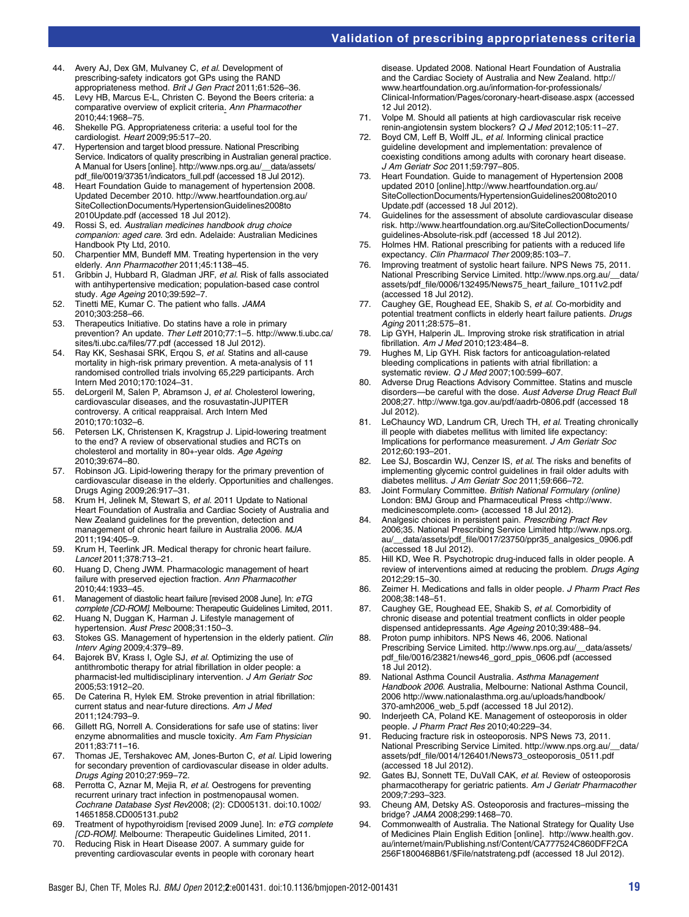44. Avery AJ, Dex GM, Mulvaney C, *et al*. Development of prescribing-safety indicators got GPs using the RAND appropriateness method. *Brit J Gen Pract* 2011;61:526–36.
45. Levy HB, Marcus E-L, Christen C. Beyond the Beers criteria: a comparative overview of explicit criteria. *Ann Pharmacother* 2010;44:1968–75.
46. Shekelle PG. Appropriateness criteria: a useful tool for the cardiologist. *Heart* 2009;95:517–20.
47. Hypertension and target blood pressure. National Prescribing Service. Indicators of quality prescribing in Australian general practice. A Manual for Users [online]. http://www.nps.org.au/__data/assets/pdf_file/0019/37351/indicators_full.pdf (accessed 18 Jul 2012).
48. Heart Foundation Guide to management of hypertension 2008. Updated December 2010. http://www.heartfoundation.org.au/SiteCollectionDocuments/HypertensionGuidelines2008to2010Update.pdf (accessed 18 Jul 2012).
49. Rossi S, ed. *Australian medicines handbook drug choice companion: aged care*. 3rd edn. Adelaide: Australian Medicines Handbook Pty Ltd, 2010.
50. Charpentier MM, Bundeff MM. Treating hypertension in the very elderly. *Ann Pharmacother* 2011;45:1138–45.
51. Gribbin J, Hubbard R, Gladman JRF, *et al*. Risk of falls associated with antihypertensive medication; population-based case control study. *Age Ageing* 2010;39:592–7.
52. Tinetti ME, Kumar C. The patient who falls. *JAMA* 2010;303:258–66.
53. Therapeutics Initiative. Do statins have a role in primary prevention? An update. *Ther Lett* 2010;77:1–5. http://www.ti.ubc.ca/sites/ti.ubc.ca/files/77.pdf (accessed 18 Jul 2012).
54. Ray KK, Seshasai SRK, Erqou S, *et al*. Statins and all-cause mortality in high-risk primary prevention. A meta-analysis of 11 randomised controlled trials involving 65,229 participants. Arch Intern Med 2010;170:1024–31.
55. deLorgeril M, Salen P, Abramson J, *et al*. Cholesterol lowering, cardiovascular diseases, and the rosuvastatin-JUPITER controversy. A critical reappraisal. Arch Intern Med 2010;170:1032–6.
56. Petersen LK, Christensen K, Kragstrup J. Lipid-lowering treatment to the end? A review of observational studies and RCTs on cholesterol and mortality in 80+-year olds. *Age Ageing* 2010;39:674–80.
57. Robinson JG. Lipid-lowering therapy for the primary prevention of cardiovascular disease in the elderly. Opportunities and challenges. Drugs Aging 2009;26:917–31.
58. Krum H, Jelinek M, Stewart S, *et al*. 2011 Update to National Heart Foundation of Australia and Cardiac Society of Australia and New Zealand guidelines for the prevention, detection and management of chronic heart failure in Australia 2006. *MJA* 2011;194:405–9.
59. Krum H, Teerlink JR. Medical therapy for chronic heart failure. *Lancet* 2011;378:713–21.
60. Huang D, Cheng JWM. Pharmacologic management of heart failure with preserved ejection fraction. *Ann Pharmacother* 2010;44:1933–45.
61. Management of diastolic heart failure [revised 2008 June]. In: *eTG complete [CD-ROM]*. Melbourne: Therapeutic Guidelines Limited, 2011.
62. Huang N, Duggan K, Harman J. Lifestyle management of hypertension. *Aust Presc* 2008;31:150–3.
63. Stokes GS. Management of hypertension in the elderly patient. *Clin Interv Aging* 2009;4:379–89.
64. Bajorek BV, Krass I, Ogle SJ, *et al*. Optimizing the use of antithrombotic therapy for atrial fibrillation in older people: a pharmacist-led multidisciplinary intervention. *J Am Geriatr Soc* 2005;53:1912–20.
65. De Caterina R, Hylek EM. Stroke prevention in atrial fibrillation: current status and near-future directions. *Am J Med* 2011;124:793–9.
66. Gillett RG, Norrell A. Considerations for safe use of statins: liver enzyme abnormalities and muscle toxicity. *Am Fam Physician* 2011;83:711–16.
67. Thomas JE, Tershakovec AM, Jones-Burton C, *et al*. Lipid lowering for secondary prevention of cardiovascular disease in older adults. *Drugs Aging* 2010;27:959–72.
68. Perrotta C, Aznar M, Mejia R, *et al*. Oestrogens for preventing recurrent urinary tract infection in postmenopausal women. *Cochrane Database Syst Rev*2008; (2): CD005131. doi:10.1002/14651858.CD005131.pub2
69. Treatment of hypothyroidism [revised 2009 June]. In: *eTG complete [CD-ROM]*. Melbourne: Therapeutic Guidelines Limited, 2011.
70. Reducing Risk in Heart Disease 2007. A summary guide for preventing cardiovascular events in people with coronary heart disease. Updated 2008. National Heart Foundation of Australia and the Cardiac Society of Australia and New Zealand. http://www.heartfoundation.org.au/information-for-professionals/Clinical-Information/Pages/coronary-heart-disease.aspx (accessed 12 Jul 2012).
71. Volpe M. Should all patients at high cardiovascular risk receive renin-angiotensin system blockers? *Q J Med* 2012;105:11–27.
72. Boyd CM, Leff B, Wolff JL, *et al*. Informing clinical practice guideline development and implementation: prevalence of coexisting conditions among adults with coronary heart disease. *J Am Geriatr Soc* 2011;59:797–805.
73. Heart Foundation. Guide to management of Hypertension 2008 updated 2010 [online].http://www.heartfoundation.org.au/SiteCollectionDocuments/HypertensionGuidelines2008to2010Update.pdf (accessed 18 Jul 2012).
74. Guidelines for the assessment of absolute cardiovascular disease risk. http://www.heartfoundation.org.au/SiteCollectionDocuments/guidelines-Absolute-risk.pdf (accessed 18 Jul 2012).
75. Holmes HM. Rational prescribing for patients with a reduced life expectancy. *Clin Pharmacol Ther* 2009;85:103–7.
76. Improving treatment of systolic heart failure. NPS News 75, 2011. National Prescribing Service Limited. http://www.nps.org.au/__data/assets/pdf_file/0006/132495/News75_heart_failure_1011v2.pdf (accessed 18 Jul 2012).
77. Caughey GE, Roughead EE, Shakib S, *et al*. Co-morbidity and potential treatment conflicts in elderly heart failure patients. *Drugs Aging* 2011;28:575–81.
78. Lip GYH, Halperin JL. Improving stroke risk stratification in atrial fibrillation. *Am J Med* 2010;123:484–8.
79. Hughes M, Lip GYH. Risk factors for anticoagulation-related bleeding complications in patients with atrial fibrillation: a systematic review. *Q J Med* 2007;100:599–607.
80. Adverse Drug Reactions Advisory Committee. Statins and muscle disorders—be careful with the dose. *Aust Adverse Drug React Bull* 2008;27. http://www.tga.gov.au/pdf/aadrb-0806.pdf (accessed 18 Jul 2012).
81. LeChauncy WD, Landrum CR, Urech TH, *et al*. Treating chronically ill people with diabetes mellitus with limited life expectancy: Implications for performance measurement. *J Am Geriatr Soc* 2012;60:193–201.
82. Lee SJ, Boscardin WJ, Cenzer IS, *et al*. The risks and benefits of implementing glycemic control guidelines in frail older adults with diabetes mellitus. *J Am Geriatr Soc* 2011;59:666–72.
83. Joint Formulary Committee. *British National Formulary (online)* London: BMJ Group and Pharmaceutical Press <http://www.medicinescomplete.com> (accessed 18 Jul 2012).
84. Analgesic choices in persistent pain. *Prescribing Pract Rev* 2006;35. National Prescribing Service Limited http://www.nps.org.au/__data/assets/pdf_file/0017/23750/ppr35_analgesics_0906.pdf (accessed 18 Jul 2012).
85. Hill KD, Wee R. Psychotropic drug-induced falls in older people. A review of interventions aimed at reducing the problem. *Drugs Aging* 2012;29:15–30.
86. Zeimer H. Medications and falls in older people. *J Pharm Pract Res* 2008;38:148–51.
87. Caughey GE, Roughead EE, Shakib S, *et al*. Comorbidity of chronic disease and potential treatment conflicts in older people dispensed antidepressants. *Age Ageing* 2010;39:488–94.
88. Proton pump inhibitors. NPS News 46, 2006. National Prescribing Service Limited. http://www.nps.org.au/__data/assets/pdf_file/0016/23821/news46_gord_ppis_0606.pdf (accessed 18 Jul 2012).
89. National Asthma Council Australia. *Asthma Management Handbook 2006*. Australia, Melbourne: National Asthma Council, 2006 http://www.nationalasthma.org.au/uploads/handbook/370-amh2006_web_5.pdf (accessed 18 Jul 2012).
90. Inderjeeth CA, Poland KE. Management of osteoporosis in older people. *J Pharm Pract Res* 2010;40:229–34.
91. Reducing fracture risk in osteoporosis. NPS News 73, 2011. National Prescribing Service Limited. http://www.nps.org.au/__data/assets/pdf_file/0014/126401/News73_osteoporosis_0511.pdf (accessed 18 Jul 2012).
92. Gates BJ, Sonnett TE, DuVall CAK, *et al*. Review of osteoporosis pharmacotherapy for geriatric patients. *Am J Geriatr Pharmacother* 2009;7:293–323.
93. Cheung AM, Detsky AS. Osteoporosis and fractures–missing the bridge? *JAMA* 2008;299:1468–70.
94. Commonwealth of Australia. The National Strategy for Quality Use of Medicines Plain English Edition [online]. http://www.health.gov.au/internet/main/Publishing.nsf/Content/CA777524C860DFF2CA256F1800468B61/$File/natstrateg.pdf (accessed 18 Jul 2012).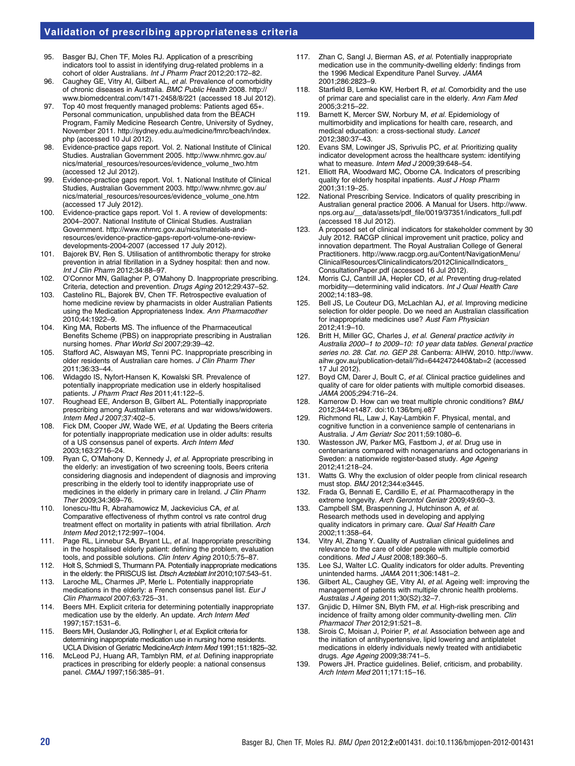95. Basger BJ, Chen TF, Moles RJ. Application of a prescribing indicators tool to assist in identifying drug-related problems in a cohort of older Australians. *Int J Pharm Pract* 2012;20:172–82.
96. Caughey GE, Vitry AI, Gilbert AL, *et al*. Prevalence of comorbidity of chronic diseases in Australia. *BMC Public Health* 2008. http://www.biomedcentral.com/1471-2458/8/221 (accessed 18 Jul 2012).
97. Top 40 most frequently managed problems: Patients aged 65+. Personal communication, unpublished data from the BEACH Program, Family Medicine Research Centre, University of Sydney, November 2011. http://sydney.edu.au/medicine/fmrc/beach/index.php (accessed 10 Jul 2012).
98. Evidence-practice gaps report. Vol. 2. National Institute of Clinical Studies. Australian Government 2005. http://www.nhmrc.gov.au/nics/material_resources/resources/evidence_volume_two.htm (accessed 12 Jul 2012).
99. Evidence-practice gaps report. Vol. 1. National Institute of Clinical Studies, Australian Government 2003. http://www.nhmrc.gov.au/nics/material_resources/resources/evidence_volume_one.htm (accessed 17 July 2012).
100. Evidence-practice gaps report. Vol 1. A review of developments: 2004–2007. National Institute of Clinical Studies. Australian Government. http://www.nhmrc.gov.au/nics/materials-and-resources/evidence-practice-gaps-report-volume-one-review-developments-2004-2007 (accessed 17 July 2012).
101. Bajorek BV, Ren S. Utilisation of antithrombotic therapy for stroke prevention in atrial fibrillation in a Sydney hospital: then and now. *Int J Clin Pharm* 2012;34:88–97.
102. O'Connor MN, Gallagher P, O'Mahony D. Inappropriate prescribing. Criteria, detection and prevention. *Drugs Aging* 2012;29:437–52.
103. Castelino RL, Bajorek BV, Chen TF. Retrospective evaluation of home medicine review by pharmacists in older Australian Patients using the Medication Appropriateness Index. *Ann Pharmacother* 2010;44:1922–9.
104. King MA, Roberts MS. The influence of the Pharmaceutical Benefits Scheme (PBS) on inappropriate prescribing in Australian nursing homes. *Phar World Sci* 2007;29:39–42.
105. Stafford AC, Alswayan MS, Tenni PC. Inappropriate prescribing in older residents of Australian care homes. *J Clin Pharm Ther* 2011;36:33–44.
106. Widagdo IS, Nyfort-Hansen K, Kowalski SR. Prevalence of potentially inappropriate medication use in elderly hospitalised patients. *J Pharm Pract Res* 2011;41:122–5.
107. Roughead EE, Anderson B, Gilbert AL. Potentially inappropriate prescribing among Australian veterans and war widows/widowers. *Intern Med J* 2007;37:402–5.
108. Fick DM, Cooper JW, Wade WE, *et al*. Updating the Beers criteria for potentially inappropriate medication use in older adults: results of a US consensus panel of experts. *Arch Intern Med* 2003;163:2716–24.
109. Ryan C, O'Mahony D, Kennedy J, *et al*. Appropriate prescribing in the elderly: an investigation of two screening tools, Beers criteria considering diagnosis and independent of diagnosis and improving prescribing in the elderly tool to identify inappropriate use of medicines in the elderly in primary care in Ireland. *J Clin Pharm Ther* 2009;34:369–76.
110. Ionescu-Ittu R, Abrahamowicz M, Jackevicius CA, *et al*. Comparative effectiveness of rhythm control vs rate control drug treatment effect on mortality in patients with atrial fibrillation. *Arch Intern Med* 2012;172:997–1004.
111. Page RL, Linnebur SA, Bryant LL, *et al*. Inappropriate prescribing in the hospitalised elderly patient: defining the problem, evaluation tools, and possible solutions. *Clin Interv Aging* 2010;5:75–87.
112. Holt S, Schmiedl S, Thurmann PA. Potentially inappropriate medications in the elderly: the PRISCUS list. *Dtsch Arzteblatt Int* 2010;107:543–51.
113. Laroche ML, Charmes JP, Merle L. Potentially inappropriate medications in the elderly: a French consensus panel list. *Eur J Clin Pharmacol* 2007;63:725–31.
114. Beers MH. Explicit criteria for determining potentially inappropriate medication use by the elderly. An update. *Arch Intern Med* 1997;157:1531–6.
115. Beers MH, Ouslander JG, Rollingher I, *et al*. Explicit criteria for determining inappropriate medication use in nursing home residents. UCLA Division of Geriatric Medicine*Arch Intern Med* 1991;151:1825–32.
116. McLeod PJ, Huang AR, Tamblyn RM, *et al*. Defining inappropriate practices in prescribing for elderly people: a national consensus panel. *CMAJ* 1997;156:385–91.
117. Zhan C, Sangl J, Bierman AS, *et al*. Potentially inappropriate medication use in the community-dwelling elderly: findings from the 1996 Medical Expenditure Panel Survey. *JAMA* 2001;286:2823–9.
118. Starfield B, Lemke KW, Herbert R, *et al*. Comorbidity and the use of primar care and specialist care in the elderly. *Ann Fam Med* 2005;3:215–22.
119. Barnett K, Mercer SW, Norbury M, *et al*. Epidemiology of multimorbidity and implications for health care, research, and medical education: a cross-sectional study. *Lancet* 2012;380:37–43.
120. Evans SM, Lowinger JS, Sprivulis PC, *et al*. Prioritizing quality indicator development across the healthcare system: identifying what to measure. *Intern Med J* 2009;39:648–54.
121. Elliott RA, Woodward MC, Oborne CA. Indicators of prescribing quality for elderly hospital inpatients. *Aust J Hosp Pharm* 2001;31:19–25.
122. National Prescribing Service. Indicators of quality prescribing in Australian general practice 2006. A Manual for Users. http://www.nps.org.au/__data/assets/pdf_file/0019/37351/indicators_full.pdf (accessed 18 Jul 2012).
123. A proposed set of clinical indicators for stakeholder comment by 30 July 2012. RACGP clinical improvement unit practice, policy and innovation department. The Royal Australian College of General Practitioners. http://www.racgp.org.au/Content/NavigationMenu/ClinicalResources/Clinicalindicators/2012ClinicalIndicators_ConsultationPaper.pdf (accessed 16 Jul 2012).
124. Morris CJ, Cantrill JA, Hepler CD, *et al*. Preventing drug-related morbidity—determining valid indicators. *Int J Qual Health Care* 2002;14:183–98.
125. Bell JS, Le Couteur DG, McLachlan AJ, *et al*. Improving medicine selection for older people. Do we need an Australian classification for inappropriate medicines use? *Aust Fam Physician* 2012;41:9–10.
126. Britt H, Miller GC, Charles J, *et al*. *General practice activity in Australia 2000–1 to 2009–10: 10 year data tables. General practice series no. 28. Cat. no. GEP 28*. Canberra: AIHW, 2010. http://www.aihw.gov.au/publication-detail/?id=6442472440&tab=2 (accessed 17 Jul 2012).
127. Boyd CM, Darer J, Boult C, *et al*. Clinical practice guidelines and quality of care for older patients with multiple comorbid diseases. *JAMA* 2005;294:716–24.
128. Kamerow D. How can we treat multiple chronic conditions? *BMJ* 2012;344:e1487. doi:10.136/bmj.e87
129. Richmond RL, Law J, Kay-Lambkin F. Physical, mental, and cognitive function in a convenience sample of centenarians in Australia. *J Am Geriatr Soc* 2011;59:1080–6.
130. Wastesson JW, Parker MG, Fastbom J, *et al*. Drug use in centenarians compared with nonagenarians and octogenarians in Sweden: a nationwide register-based study. *Age Ageing* 2012;41:218–24.
131. Watts G. Why the exclusion of older people from clinical research must stop. *BMJ* 2012;344:e3445.
132. Frada G, Bennati E, Cardillo E, *et al*. Pharmacotherapy in the extreme longevity. *Arch Gerontol Geriatr* 2009;49:60–3.
133. Campbell SM, Braspenning J, Hutchinson A, *et al*. Research methods used in developing and applying quality indicators in primary care. *Qual Saf Health Care* 2002;11:358–64.
134. Vitry AI, Zhang Y. Quality of Australian clinical guidelines and relevance to the care of older people with multiple comorbid conditions. *Med J Aust* 2008;189:360–5.
135. Lee SJ, Walter LC. Quality indicators for older adults. Preventing unintended harms. *JAMA* 2011;306:1481–2.
136. Gilbert AL, Caughey GE, Vitry AI, *et al*. Ageing well: improving the management of patients with multiple chronic health problems. *Australas J Ageing* 2011;30(S2):32–7.
137. Gnjidic D, Hilmer SN, Blyth FM, *et al*. High-risk prescribing and incidence of frailty among older community-dwelling men. *Clin Pharmacol Ther* 2012;91:521–8.
138. Sirois C, Moisan J, Poirier P, *et al*. Association between age and the initiation of antihypertensive, lipid lowering and antiplatelet medications in elderly individuals newly treated with antidiabetic drugs. *Age Ageing* 2009;38:741–5.
139. Powers JH. Practice guidelines. Belief, criticism, and probability. *Arch Intern Med* 2011;171:15–16.